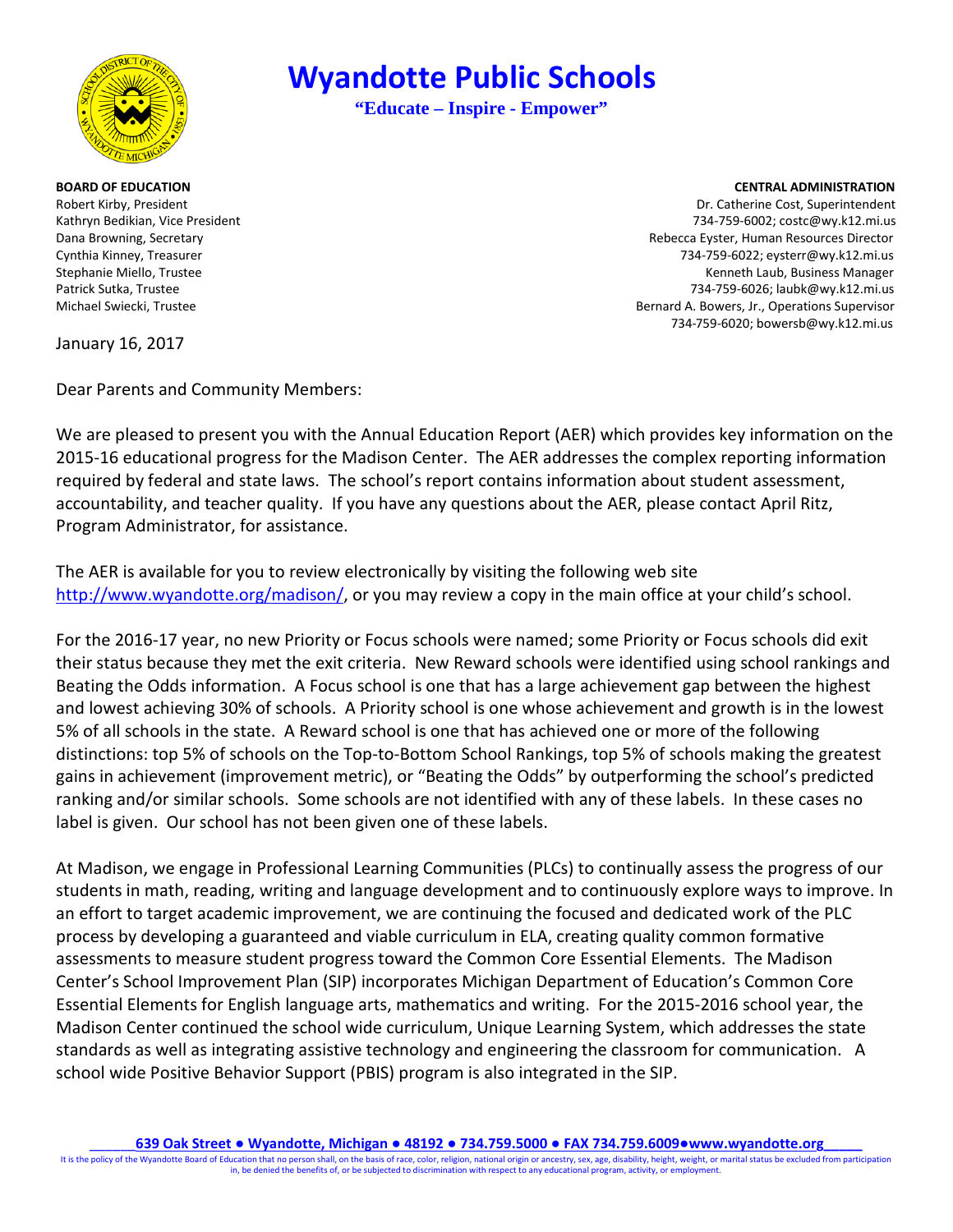# Wyandotte Public Schools

**"Educate – Inspire - Empower"**

**BOARD OF EDUCATION**
Robert Kirby, President
Kathryn Bedikian, Vice President
Dana Browning, Secretary
Cynthia Kinney, Treasurer
Stephanie Miello, Trustee
Patrick Sutka, Trustee
Michael Swiecki, Trustee

**CENTRAL ADMINISTRATION**
Dr. Catherine Cost, Superintendent
734-759-6002; costc@wy.k12.mi.us
Rebecca Eyster, Human Resources Director
734-759-6022; eysterr@wy.k12.mi.us
Kenneth Laub, Business Manager
734-759-6026; laubk@wy.k12.mi.us
Bernard A. Bowers, Jr., Operations Supervisor
734-759-6020; bowersb@wy.k12.mi.us

January 16, 2017

Dear Parents and Community Members:

We are pleased to present you with the Annual Education Report (AER) which provides key information on the 2015-16 educational progress for the Madison Center. The AER addresses the complex reporting information required by federal and state laws. The school's report contains information about student assessment, accountability, and teacher quality. If you have any questions about the AER, please contact April Ritz, Program Administrator, for assistance.

The AER is available for you to review electronically by visiting the following web site http://www.wyandotte.org/madison/, or you may review a copy in the main office at your child's school.

For the 2016-17 year, no new Priority or Focus schools were named; some Priority or Focus schools did exit their status because they met the exit criteria. New Reward schools were identified using school rankings and Beating the Odds information. A Focus school is one that has a large achievement gap between the highest and lowest achieving 30% of schools. A Priority school is one whose achievement and growth is in the lowest 5% of all schools in the state. A Reward school is one that has achieved one or more of the following distinctions: top 5% of schools on the Top-to-Bottom School Rankings, top 5% of schools making the greatest gains in achievement (improvement metric), or "Beating the Odds" by outperforming the school's predicted ranking and/or similar schools. Some schools are not identified with any of these labels. In these cases no label is given. Our school has not been given one of these labels.

At Madison, we engage in Professional Learning Communities (PLCs) to continually assess the progress of our students in math, reading, writing and language development and to continuously explore ways to improve. In an effort to target academic improvement, we are continuing the focused and dedicated work of the PLC process by developing a guaranteed and viable curriculum in ELA, creating quality common formative assessments to measure student progress toward the Common Core Essential Elements. The Madison Center's School Improvement Plan (SIP) incorporates Michigan Department of Education's Common Core Essential Elements for English language arts, mathematics and writing. For the 2015-2016 school year, the Madison Center continued the school wide curriculum, Unique Learning System, which addresses the state standards as well as integrating assistive technology and engineering the classroom for communication. A school wide Positive Behavior Support (PBIS) program is also integrated in the SIP.

**639 Oak Street ● Wyandotte, Michigan ● 48192 ● 734.759.5000 ● FAX 734.759.6009●www.wyandotte.org**

It is the policy of the Wyandotte Board of Education that no person shall, on the basis of race, color, religion, national origin or ancestry, sex, age, disability, height, weight, or marital status be excluded from participation in, be denied the benefits of, or be subjected to discrimination with respect to any educational program, activity, or employment.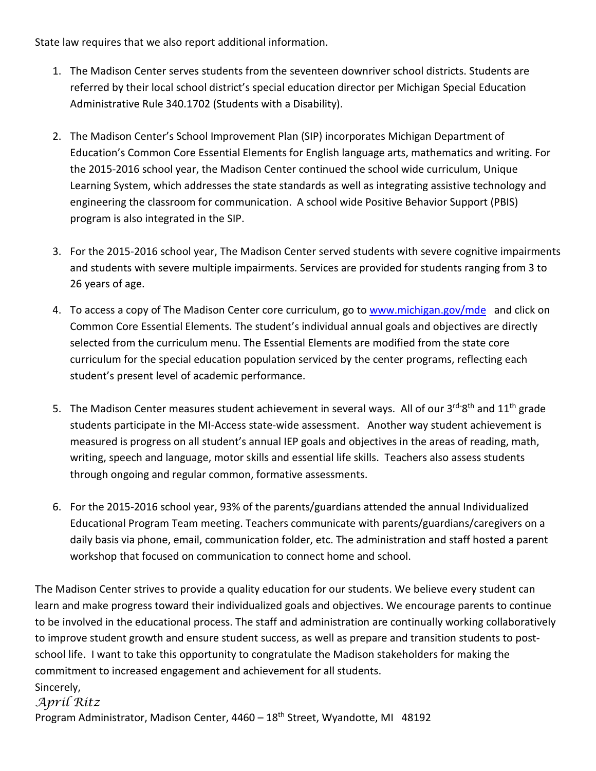State law requires that we also report additional information.

1. The Madison Center serves students from the seventeen downriver school districts. Students are referred by their local school district's special education director per Michigan Special Education Administrative Rule 340.1702 (Students with a Disability).

2. The Madison Center's School Improvement Plan (SIP) incorporates Michigan Department of Education's Common Core Essential Elements for English language arts, mathematics and writing. For the 2015-2016 school year, the Madison Center continued the school wide curriculum, Unique Learning System, which addresses the state standards as well as integrating assistive technology and engineering the classroom for communication. A school wide Positive Behavior Support (PBIS) program is also integrated in the SIP.

3. For the 2015-2016 school year, The Madison Center served students with severe cognitive impairments and students with severe multiple impairments. Services are provided for students ranging from 3 to 26 years of age.

4. To access a copy of The Madison Center core curriculum, go to [www.michigan.gov/mde](http://www.michigan.gov/mde) and click on Common Core Essential Elements. The student's individual annual goals and objectives are directly selected from the curriculum menu. The Essential Elements are modified from the state core curriculum for the special education population serviced by the center programs, reflecting each student's present level of academic performance.

5. The Madison Center measures student achievement in several ways. All of our 3rd-8th and 11th grade students participate in the MI-Access state-wide assessment. Another way student achievement is measured is progress on all student's annual IEP goals and objectives in the areas of reading, math, writing, speech and language, motor skills and essential life skills. Teachers also assess students through ongoing and regular common, formative assessments.

6. For the 2015-2016 school year, 93% of the parents/guardians attended the annual Individualized Educational Program Team meeting. Teachers communicate with parents/guardians/caregivers on a daily basis via phone, email, communication folder, etc. The administration and staff hosted a parent workshop that focused on communication to connect home and school.

The Madison Center strives to provide a quality education for our students. We believe every student can learn and make progress toward their individualized goals and objectives. We encourage parents to continue to be involved in the educational process. The staff and administration are continually working collaboratively to improve student growth and ensure student success, as well as prepare and transition students to post-school life. I want to take this opportunity to congratulate the Madison stakeholders for making the commitment to increased engagement and achievement for all students.

Sincerely,

*April Ritz*

Program Administrator, Madison Center, 4460 – 18th Street, Wyandotte, MI 48192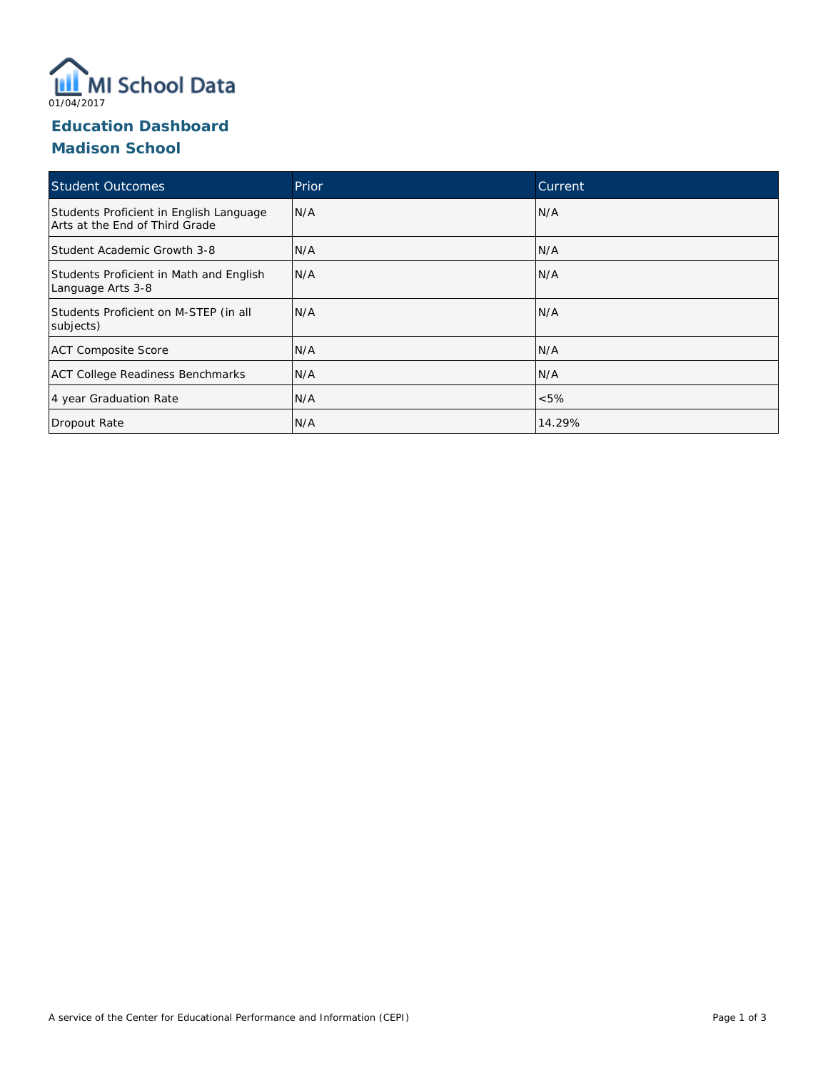MI School Data

01/04/2017

## Education Dashboard

## Madison School

| Student Outcomes | Prior | Current |
| --- | --- | --- |
| Students Proficient in English Language Arts at the End of Third Grade | N/A | N/A |
| Student Academic Growth 3-8 | N/A | N/A |
| Students Proficient in Math and English Language Arts 3-8 | N/A | N/A |
| Students Proficient on M-STEP (in all subjects) | N/A | N/A |
| ACT Composite Score | N/A | N/A |
| ACT College Readiness Benchmarks | N/A | N/A |
| 4 year Graduation Rate | N/A | <5% |
| Dropout Rate | N/A | 14.29% |

A service of the Center for Educational Performance and Information (CEPI)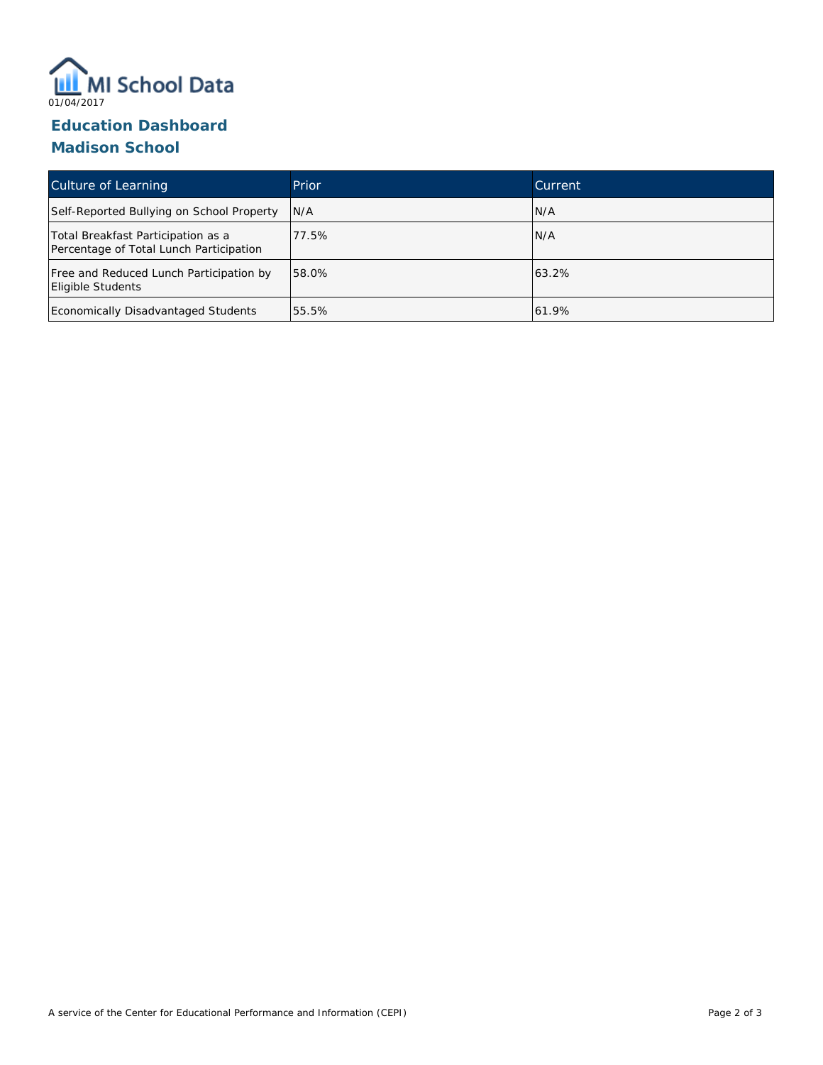MI School Data

01/04/2017

## Education Dashboard

## Madison School

| Culture of Learning | Prior | Current |
| --- | --- | --- |
| Self-Reported Bullying on School Property | N/A | N/A |
| Total Breakfast Participation as a Percentage of Total Lunch Participation | 77.5% | N/A |
| Free and Reduced Lunch Participation by Eligible Students | 58.0% | 63.2% |
| Economically Disadvantaged Students | 55.5% | 61.9% |

A service of the Center for Educational Performance and Information (CEPI)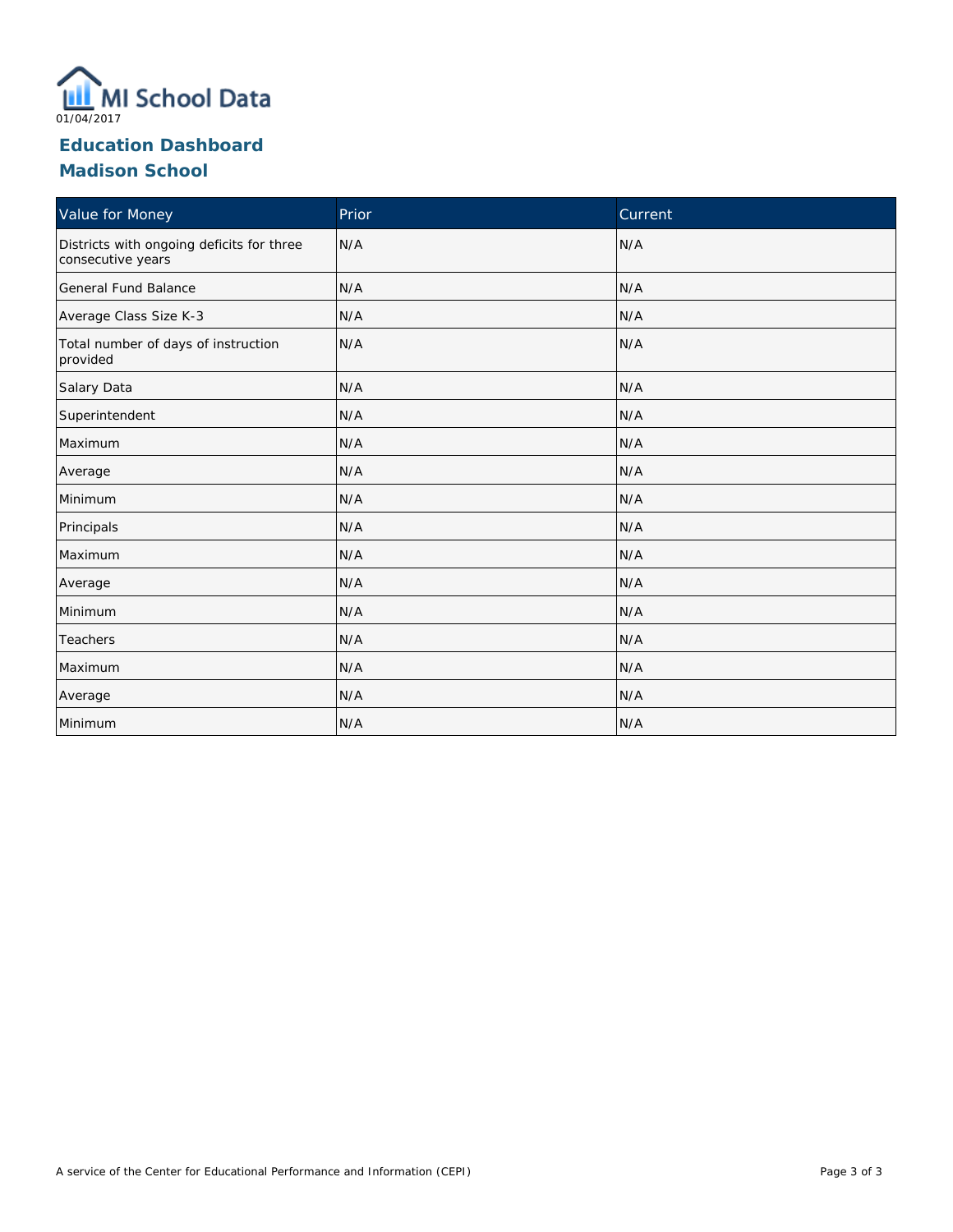MI School Data

01/04/2017

# Education Dashboard

## Madison School

| Value for Money | Prior | Current |
| --- | --- | --- |
| Districts with ongoing deficits for three consecutive years | N/A | N/A |
| General Fund Balance | N/A | N/A |
| Average Class Size K-3 | N/A | N/A |
| Total number of days of instruction provided | N/A | N/A |
| Salary Data | N/A | N/A |
| Superintendent | N/A | N/A |
| Maximum | N/A | N/A |
| Average | N/A | N/A |
| Minimum | N/A | N/A |
| Principals | N/A | N/A |
| Maximum | N/A | N/A |
| Average | N/A | N/A |
| Minimum | N/A | N/A |
| Teachers | N/A | N/A |
| Maximum | N/A | N/A |
| Average | N/A | N/A |
| Minimum | N/A | N/A |

A service of the Center for Educational Performance and Information (CEPI)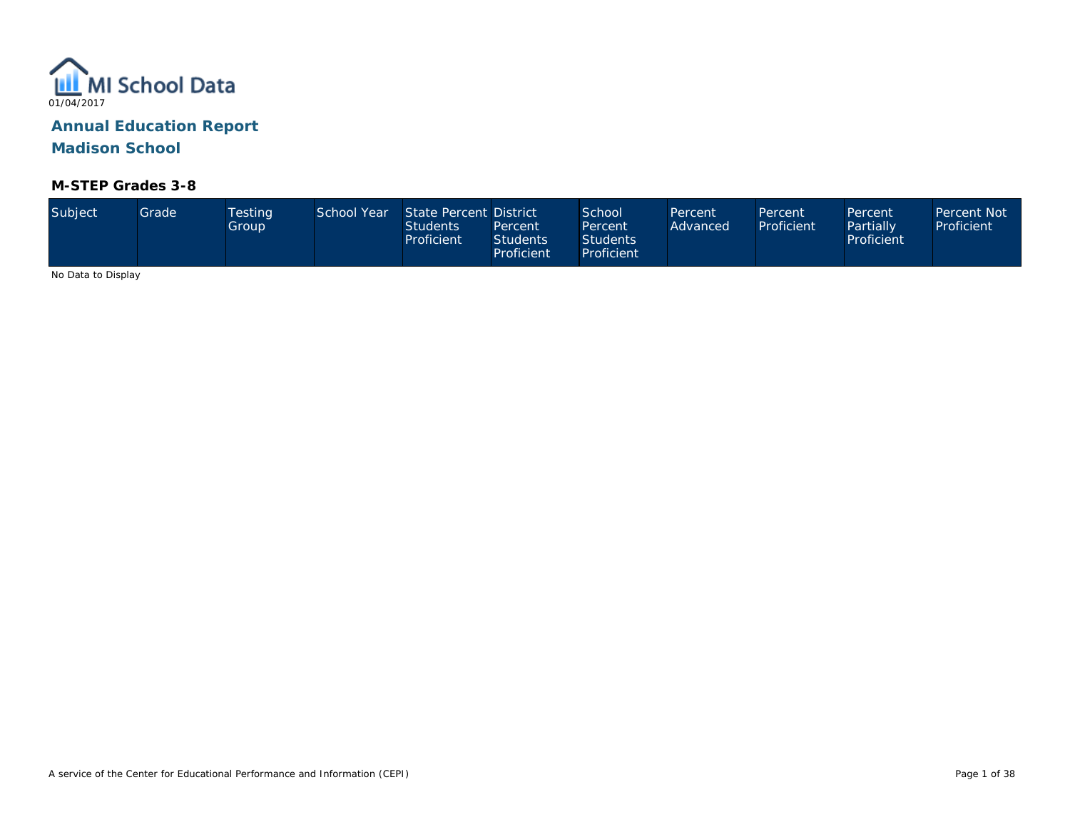MI School Data

01/04/2017

## Annual Education Report

## Madison School

### M-STEP Grades 3-8

| Subject | Grade | Testing Group | School Year | State Percent Students Proficient | District Percent Students Proficient | School Percent Students Proficient | Percent Advanced | Percent Proficient | Percent Partially Proficient | Percent Not Proficient |
|---|---|---|---|---|---|---|---|---|---|---|

No Data to Display

A service of the Center for Educational Performance and Information (CEPI)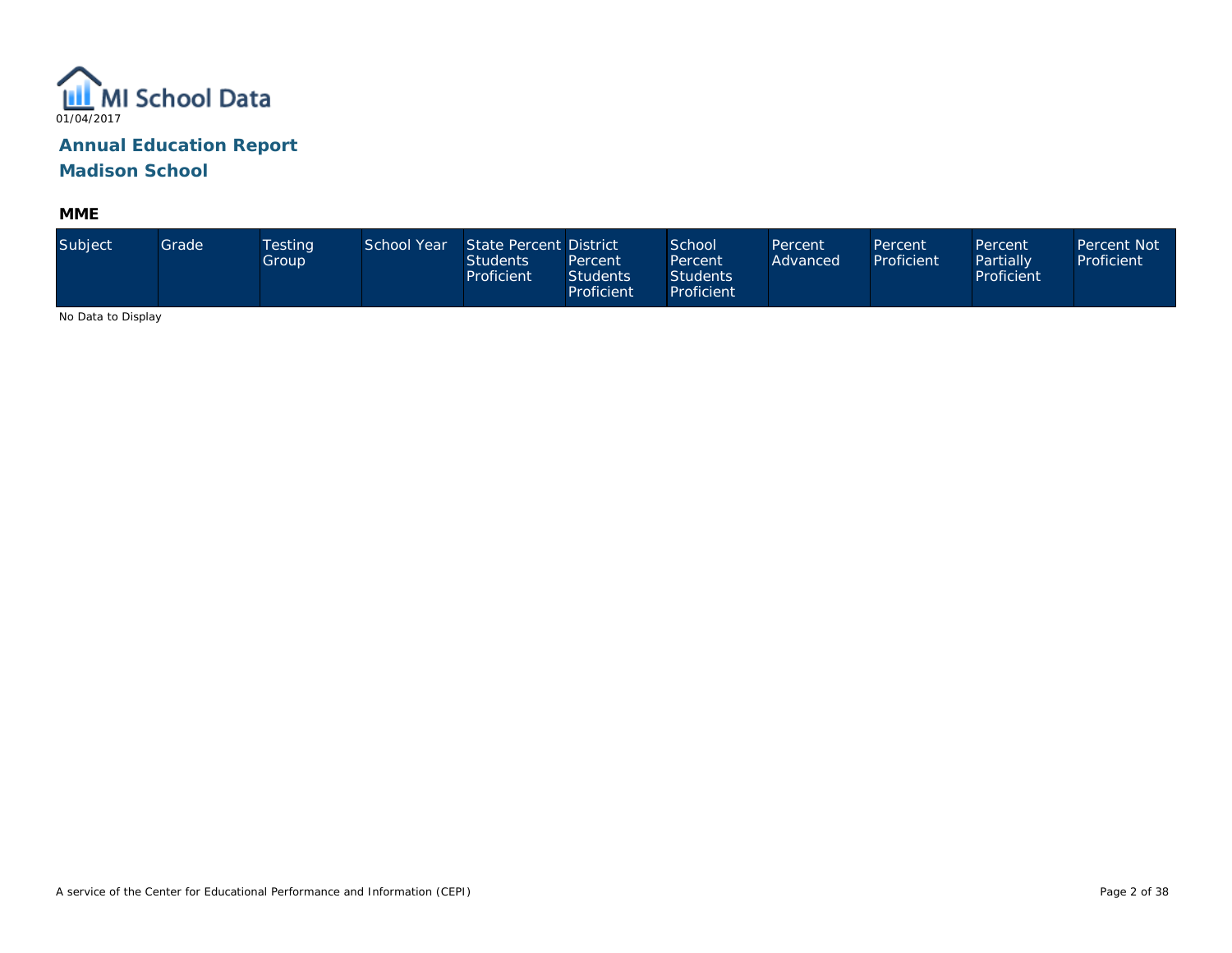# Annual Education Report

## Madison School

### MME

| Subject | Grade | Testing Group | School Year | State Percent Students Proficient | District Percent Students Proficient | School Percent Students Proficient | Percent Advanced | Percent Proficient | Percent Partially Proficient | Percent Not Proficient |
|---|---|---|---|---|---|---|---|---|---|---|

No Data to Display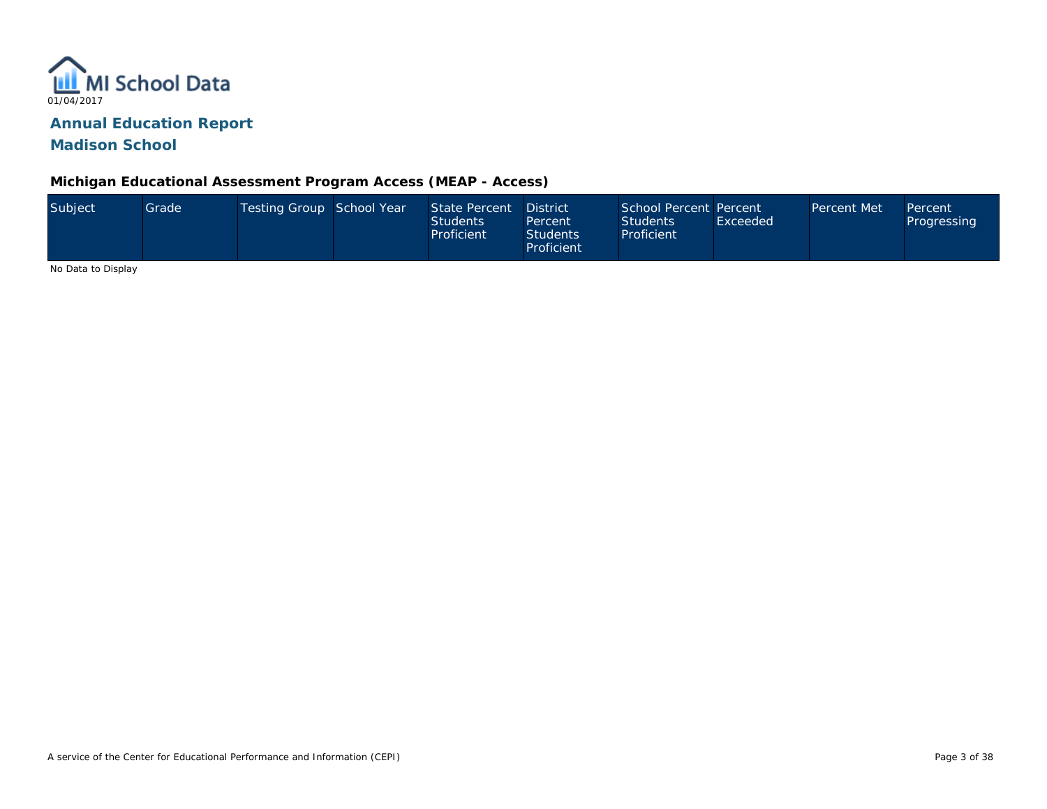01/04/2017

## Annual Education Report

## Madison School

### Michigan Educational Assessment Program Access (MEAP - Access)

| Subject | Grade | Testing Group | School Year | State Percent Students Proficient | District Percent Students Proficient | School Percent Students Proficient | Percent Exceeded | Percent Met | Percent Progressing |
|---|---|---|---|---|---|---|---|---|---|

No Data to Display

A service of the Center for Educational Performance and Information (CEPI)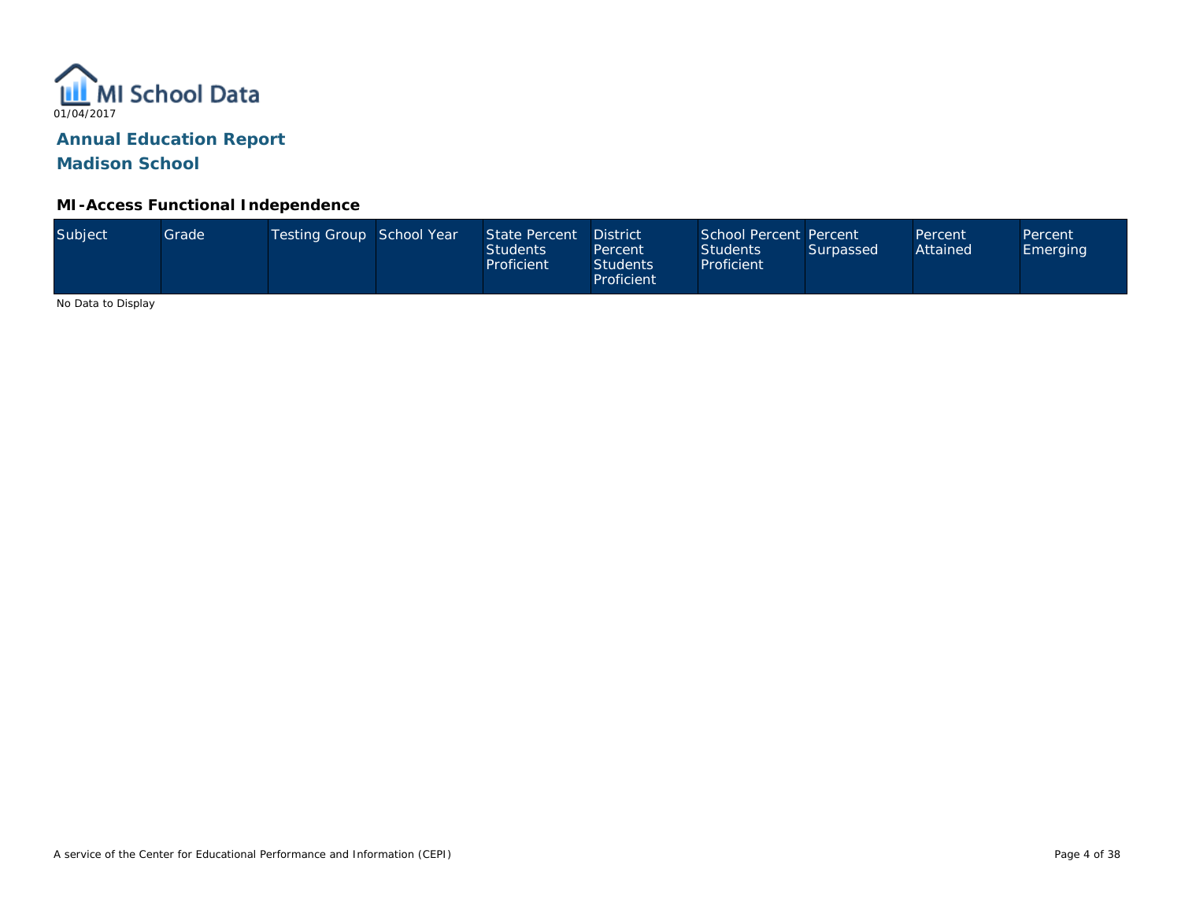MI School Data

01/04/2017

# Annual Education Report

## Madison School

### MI-Access Functional Independence

| Subject | Grade | Testing Group | School Year | State Percent Students Proficient | District Percent Students Proficient | School Percent Students Proficient | Percent Surpassed | Percent Attained | Percent Emerging |
|---|---|---|---|---|---|---|---|---|---|

No Data to Display

A service of the Center for Educational Performance and Information (CEPI)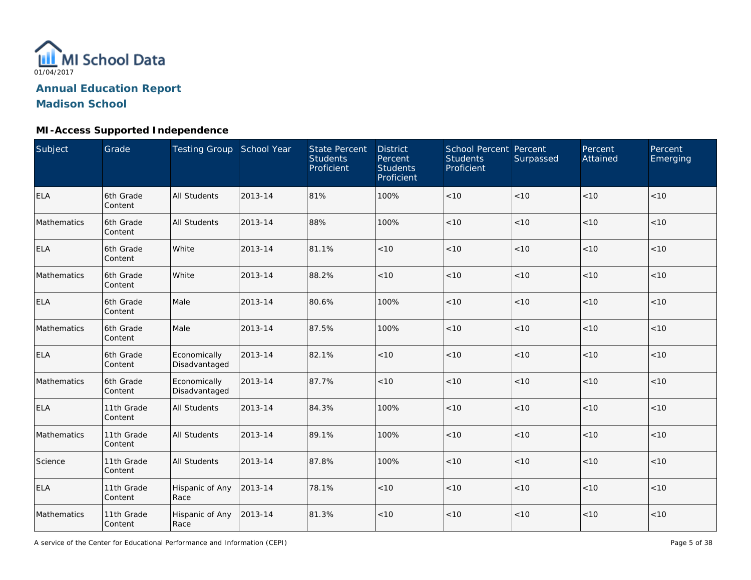MI School Data

01/04/2017

## Annual Education Report

## Madison School

### MI-Access Supported Independence

| Subject | Grade | Testing Group | School Year | State Percent Students Proficient | District Percent Students Proficient | School Percent Students Proficient | Percent Surpassed | Percent Attained | Percent Emerging |
|---|---|---|---|---|---|---|---|---|---|
| ELA | 6th Grade Content | All Students | 2013-14 | 81% | 100% | <10 | <10 | <10 | <10 |
| Mathematics | 6th Grade Content | All Students | 2013-14 | 88% | 100% | <10 | <10 | <10 | <10 |
| ELA | 6th Grade Content | White | 2013-14 | 81.1% | <10 | <10 | <10 | <10 | <10 |
| Mathematics | 6th Grade Content | White | 2013-14 | 88.2% | <10 | <10 | <10 | <10 | <10 |
| ELA | 6th Grade Content | Male | 2013-14 | 80.6% | 100% | <10 | <10 | <10 | <10 |
| Mathematics | 6th Grade Content | Male | 2013-14 | 87.5% | 100% | <10 | <10 | <10 | <10 |
| ELA | 6th Grade Content | Economically Disadvantaged | 2013-14 | 82.1% | <10 | <10 | <10 | <10 | <10 |
| Mathematics | 6th Grade Content | Economically Disadvantaged | 2013-14 | 87.7% | <10 | <10 | <10 | <10 | <10 |
| ELA | 11th Grade Content | All Students | 2013-14 | 84.3% | 100% | <10 | <10 | <10 | <10 |
| Mathematics | 11th Grade Content | All Students | 2013-14 | 89.1% | 100% | <10 | <10 | <10 | <10 |
| Science | 11th Grade Content | All Students | 2013-14 | 87.8% | 100% | <10 | <10 | <10 | <10 |
| ELA | 11th Grade Content | Hispanic of Any Race | 2013-14 | 78.1% | <10 | <10 | <10 | <10 | <10 |
| Mathematics | 11th Grade Content | Hispanic of Any Race | 2013-14 | 81.3% | <10 | <10 | <10 | <10 | <10 |

A service of the Center for Educational Performance and Information (CEPI)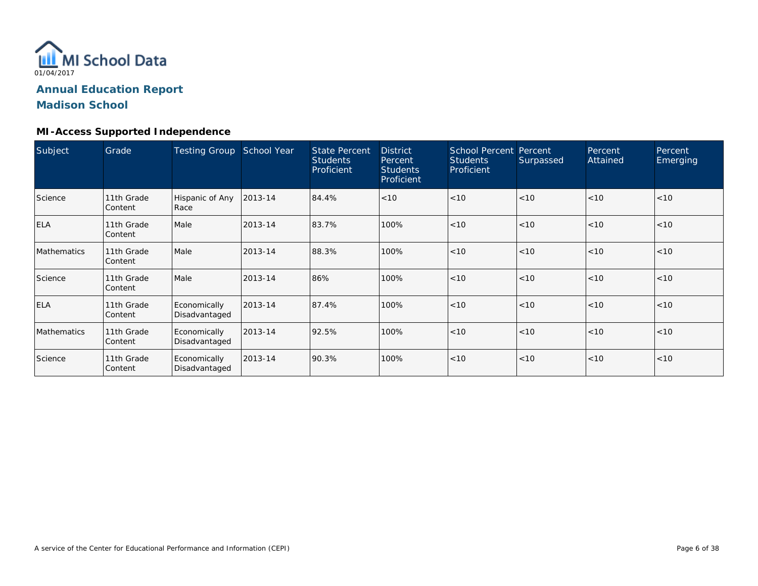MI School Data

01/04/2017

## Annual Education Report

## Madison School

### MI-Access Supported Independence

| Subject | Grade | Testing Group | School Year | State Percent Students Proficient | District Percent Students Proficient | School Percent Students Proficient | Percent Surpassed | Percent Attained | Percent Emerging |
|---|---|---|---|---|---|---|---|---|---|
| Science | 11th Grade Content | Hispanic of Any Race | 2013-14 | 84.4% | <10 | <10 | <10 | <10 | <10 |
| ELA | 11th Grade Content | Male | 2013-14 | 83.7% | 100% | <10 | <10 | <10 | <10 |
| Mathematics | 11th Grade Content | Male | 2013-14 | 88.3% | 100% | <10 | <10 | <10 | <10 |
| Science | 11th Grade Content | Male | 2013-14 | 86% | 100% | <10 | <10 | <10 | <10 |
| ELA | 11th Grade Content | Economically Disadvantaged | 2013-14 | 87.4% | 100% | <10 | <10 | <10 | <10 |
| Mathematics | 11th Grade Content | Economically Disadvantaged | 2013-14 | 92.5% | 100% | <10 | <10 | <10 | <10 |
| Science | 11th Grade Content | Economically Disadvantaged | 2013-14 | 90.3% | 100% | <10 | <10 | <10 | <10 |

A service of the Center for Educational Performance and Information (CEPI)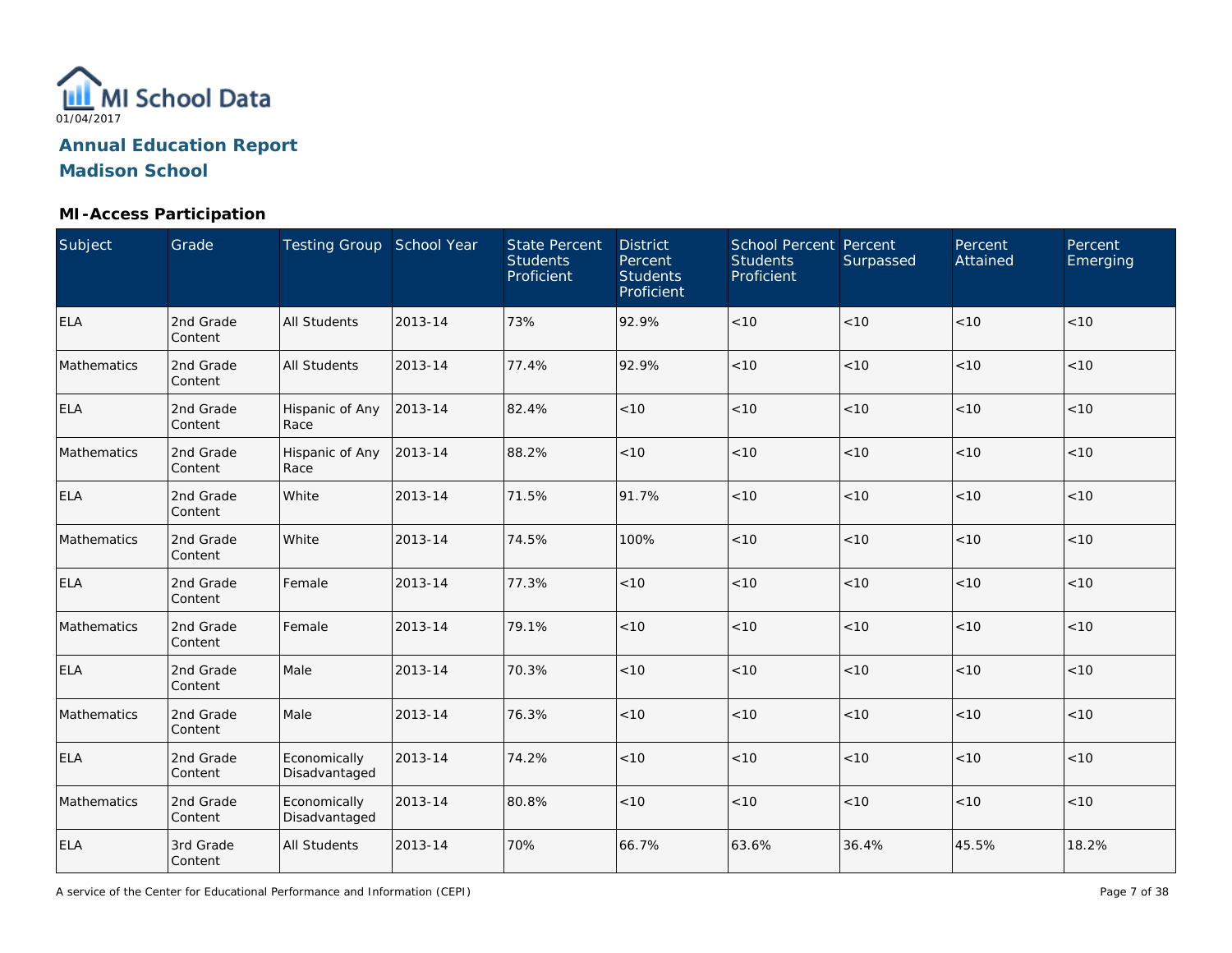01/04/2017

# Annual Education Report

## Madison School

### MI-Access Participation

| Subject | Grade | Testing Group | School Year | State Percent Students Proficient | District Percent Students Proficient | School Percent Students Proficient | Percent Surpassed | Percent Attained | Percent Emerging |
|---|---|---|---|---|---|---|---|---|---|
| ELA | 2nd Grade Content | All Students | 2013-14 | 73% | 92.9% | <10 | <10 | <10 | <10 |
| Mathematics | 2nd Grade Content | All Students | 2013-14 | 77.4% | 92.9% | <10 | <10 | <10 | <10 |
| ELA | 2nd Grade Content | Hispanic of Any Race | 2013-14 | 82.4% | <10 | <10 | <10 | <10 | <10 |
| Mathematics | 2nd Grade Content | Hispanic of Any Race | 2013-14 | 88.2% | <10 | <10 | <10 | <10 | <10 |
| ELA | 2nd Grade Content | White | 2013-14 | 71.5% | 91.7% | <10 | <10 | <10 | <10 |
| Mathematics | 2nd Grade Content | White | 2013-14 | 74.5% | 100% | <10 | <10 | <10 | <10 |
| ELA | 2nd Grade Content | Female | 2013-14 | 77.3% | <10 | <10 | <10 | <10 | <10 |
| Mathematics | 2nd Grade Content | Female | 2013-14 | 79.1% | <10 | <10 | <10 | <10 | <10 |
| ELA | 2nd Grade Content | Male | 2013-14 | 70.3% | <10 | <10 | <10 | <10 | <10 |
| Mathematics | 2nd Grade Content | Male | 2013-14 | 76.3% | <10 | <10 | <10 | <10 | <10 |
| ELA | 2nd Grade Content | Economically Disadvantaged | 2013-14 | 74.2% | <10 | <10 | <10 | <10 | <10 |
| Mathematics | 2nd Grade Content | Economically Disadvantaged | 2013-14 | 80.8% | <10 | <10 | <10 | <10 | <10 |
| ELA | 3rd Grade Content | All Students | 2013-14 | 70% | 66.7% | 63.6% | 36.4% | 45.5% | 18.2% |

A service of the Center for Educational Performance and Information (CEPI)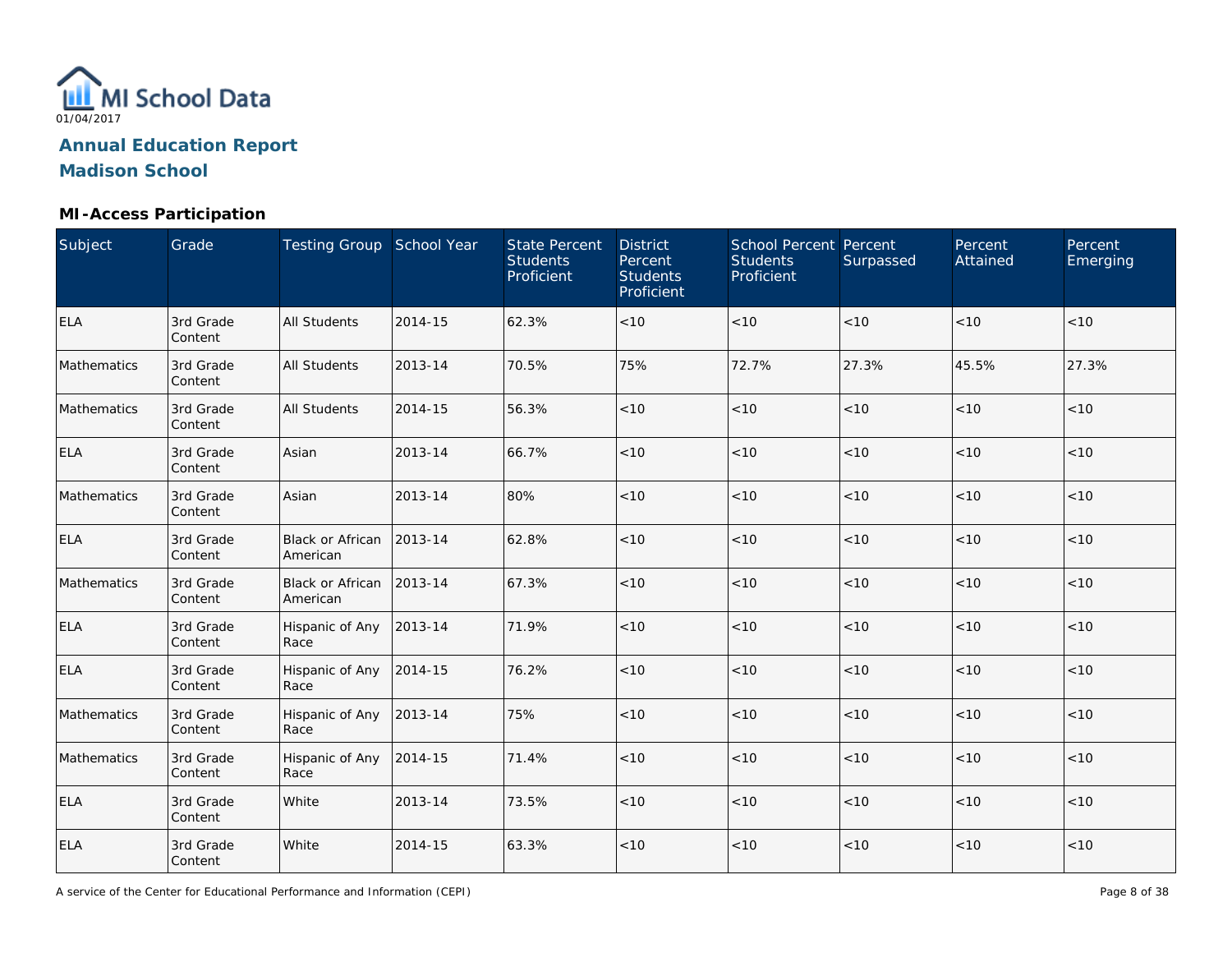# Annual Education Report

## Madison School

### MI-Access Participation

| Subject | Grade | Testing Group | School Year | State Percent Students Proficient | District Percent Students Proficient | School Percent Students Proficient | Percent Surpassed | Percent Attained | Percent Emerging |
|---|---|---|---|---|---|---|---|---|---|
| ELA | 3rd Grade Content | All Students | 2014-15 | 62.3% | <10 | <10 | <10 | <10 | <10 |
| Mathematics | 3rd Grade Content | All Students | 2013-14 | 70.5% | 75% | 72.7% | 27.3% | 45.5% | 27.3% |
| Mathematics | 3rd Grade Content | All Students | 2014-15 | 56.3% | <10 | <10 | <10 | <10 | <10 |
| ELA | 3rd Grade Content | Asian | 2013-14 | 66.7% | <10 | <10 | <10 | <10 | <10 |
| Mathematics | 3rd Grade Content | Asian | 2013-14 | 80% | <10 | <10 | <10 | <10 | <10 |
| ELA | 3rd Grade Content | Black or African American | 2013-14 | 62.8% | <10 | <10 | <10 | <10 | <10 |
| Mathematics | 3rd Grade Content | Black or African American | 2013-14 | 67.3% | <10 | <10 | <10 | <10 | <10 |
| ELA | 3rd Grade Content | Hispanic of Any Race | 2013-14 | 71.9% | <10 | <10 | <10 | <10 | <10 |
| ELA | 3rd Grade Content | Hispanic of Any Race | 2014-15 | 76.2% | <10 | <10 | <10 | <10 | <10 |
| Mathematics | 3rd Grade Content | Hispanic of Any Race | 2013-14 | 75% | <10 | <10 | <10 | <10 | <10 |
| Mathematics | 3rd Grade Content | Hispanic of Any Race | 2014-15 | 71.4% | <10 | <10 | <10 | <10 | <10 |
| ELA | 3rd Grade Content | White | 2013-14 | 73.5% | <10 | <10 | <10 | <10 | <10 |
| ELA | 3rd Grade Content | White | 2014-15 | 63.3% | <10 | <10 | <10 | <10 | <10 |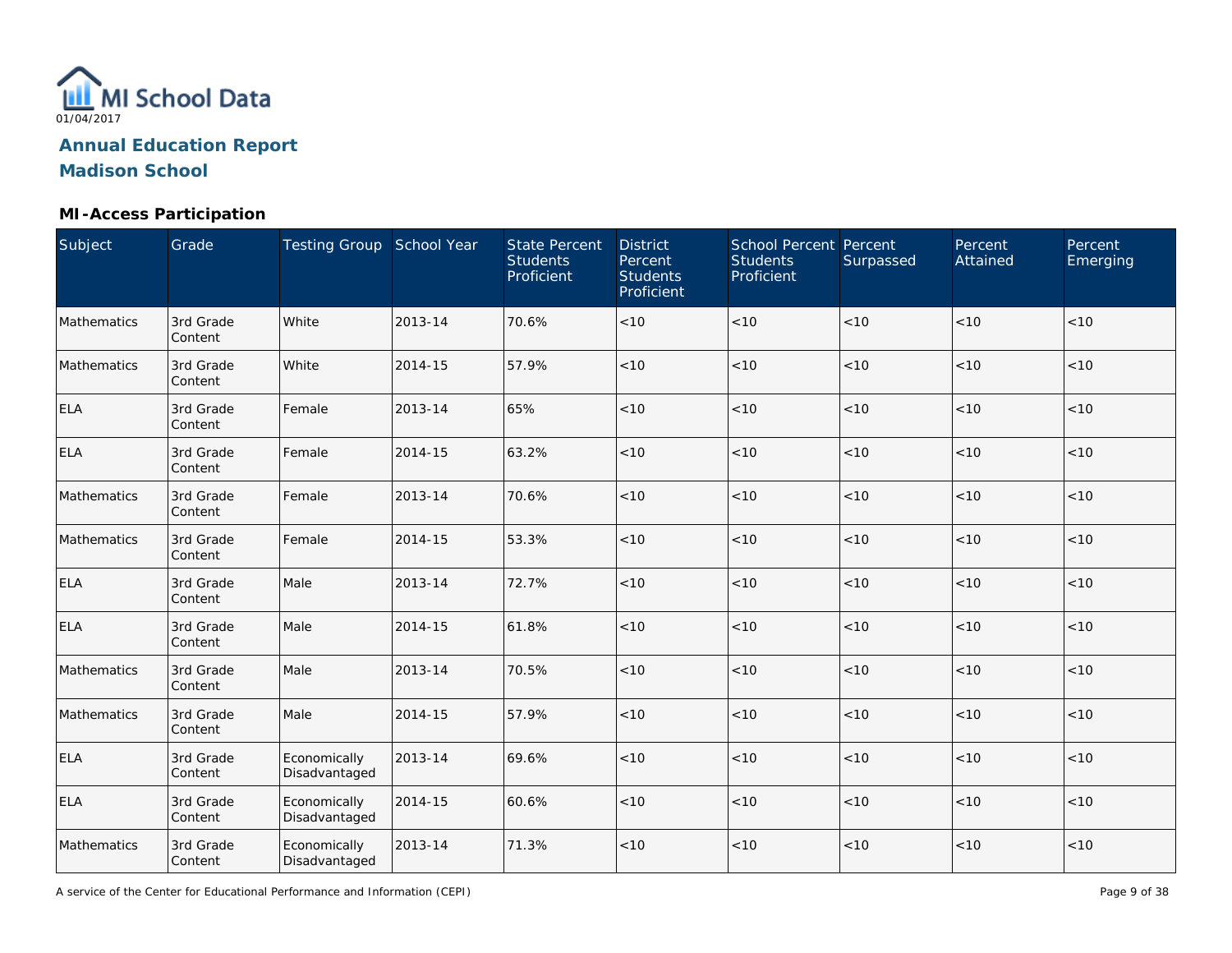MI School Data

01/04/2017

## Annual Education Report

## Madison School

### MI-Access Participation

| Subject | Grade | Testing Group | School Year | State Percent Students Proficient | District Percent Students Proficient | School Percent Students Proficient | Percent Surpassed | Percent Attained | Percent Emerging |
|---|---|---|---|---|---|---|---|---|---|
| Mathematics | 3rd Grade Content | White | 2013-14 | 70.6% | <10 | <10 | <10 | <10 | <10 |
| Mathematics | 3rd Grade Content | White | 2014-15 | 57.9% | <10 | <10 | <10 | <10 | <10 |
| ELA | 3rd Grade Content | Female | 2013-14 | 65% | <10 | <10 | <10 | <10 | <10 |
| ELA | 3rd Grade Content | Female | 2014-15 | 63.2% | <10 | <10 | <10 | <10 | <10 |
| Mathematics | 3rd Grade Content | Female | 2013-14 | 70.6% | <10 | <10 | <10 | <10 | <10 |
| Mathematics | 3rd Grade Content | Female | 2014-15 | 53.3% | <10 | <10 | <10 | <10 | <10 |
| ELA | 3rd Grade Content | Male | 2013-14 | 72.7% | <10 | <10 | <10 | <10 | <10 |
| ELA | 3rd Grade Content | Male | 2014-15 | 61.8% | <10 | <10 | <10 | <10 | <10 |
| Mathematics | 3rd Grade Content | Male | 2013-14 | 70.5% | <10 | <10 | <10 | <10 | <10 |
| Mathematics | 3rd Grade Content | Male | 2014-15 | 57.9% | <10 | <10 | <10 | <10 | <10 |
| ELA | 3rd Grade Content | Economically Disadvantaged | 2013-14 | 69.6% | <10 | <10 | <10 | <10 | <10 |
| ELA | 3rd Grade Content | Economically Disadvantaged | 2014-15 | 60.6% | <10 | <10 | <10 | <10 | <10 |
| Mathematics | 3rd Grade Content | Economically Disadvantaged | 2013-14 | 71.3% | <10 | <10 | <10 | <10 | <10 |

A service of the Center for Educational Performance and Information (CEPI)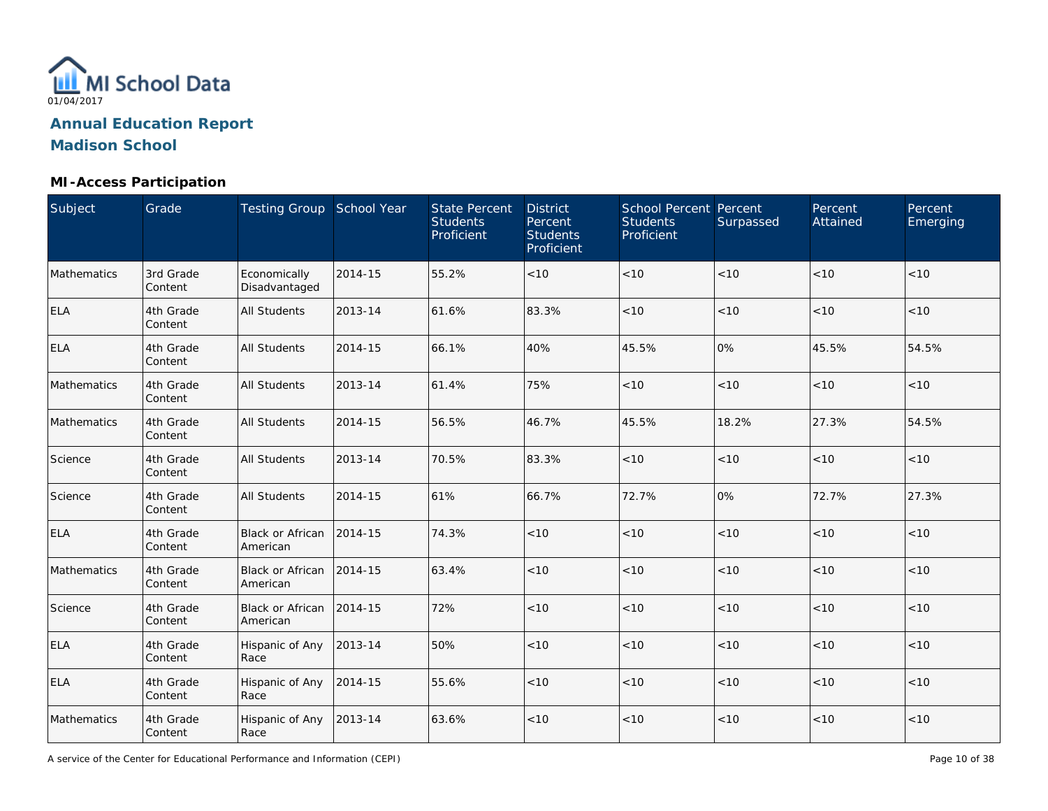# MI School Data

01/04/2017

## Annual Education Report

## Madison School

### MI-Access Participation

| Subject | Grade | Testing Group | School Year | State Percent Students Proficient | District Percent Students Proficient | School Percent Students Proficient | Percent Surpassed | Percent Attained | Percent Emerging |
|---|---|---|---|---|---|---|---|---|---|
| Mathematics | 3rd Grade Content | Economically Disadvantaged | 2014-15 | 55.2% | <10 | <10 | <10 | <10 | <10 |
| ELA | 4th Grade Content | All Students | 2013-14 | 61.6% | 83.3% | <10 | <10 | <10 | <10 |
| ELA | 4th Grade Content | All Students | 2014-15 | 66.1% | 40% | 45.5% | 0% | 45.5% | 54.5% |
| Mathematics | 4th Grade Content | All Students | 2013-14 | 61.4% | 75% | <10 | <10 | <10 | <10 |
| Mathematics | 4th Grade Content | All Students | 2014-15 | 56.5% | 46.7% | 45.5% | 18.2% | 27.3% | 54.5% |
| Science | 4th Grade Content | All Students | 2013-14 | 70.5% | 83.3% | <10 | <10 | <10 | <10 |
| Science | 4th Grade Content | All Students | 2014-15 | 61% | 66.7% | 72.7% | 0% | 72.7% | 27.3% |
| ELA | 4th Grade Content | Black or African American | 2014-15 | 74.3% | <10 | <10 | <10 | <10 | <10 |
| Mathematics | 4th Grade Content | Black or African American | 2014-15 | 63.4% | <10 | <10 | <10 | <10 | <10 |
| Science | 4th Grade Content | Black or African American | 2014-15 | 72% | <10 | <10 | <10 | <10 | <10 |
| ELA | 4th Grade Content | Hispanic of Any Race | 2013-14 | 50% | <10 | <10 | <10 | <10 | <10 |
| ELA | 4th Grade Content | Hispanic of Any Race | 2014-15 | 55.6% | <10 | <10 | <10 | <10 | <10 |
| Mathematics | 4th Grade Content | Hispanic of Any Race | 2013-14 | 63.6% | <10 | <10 | <10 | <10 | <10 |

A service of the Center for Educational Performance and Information (CEPI)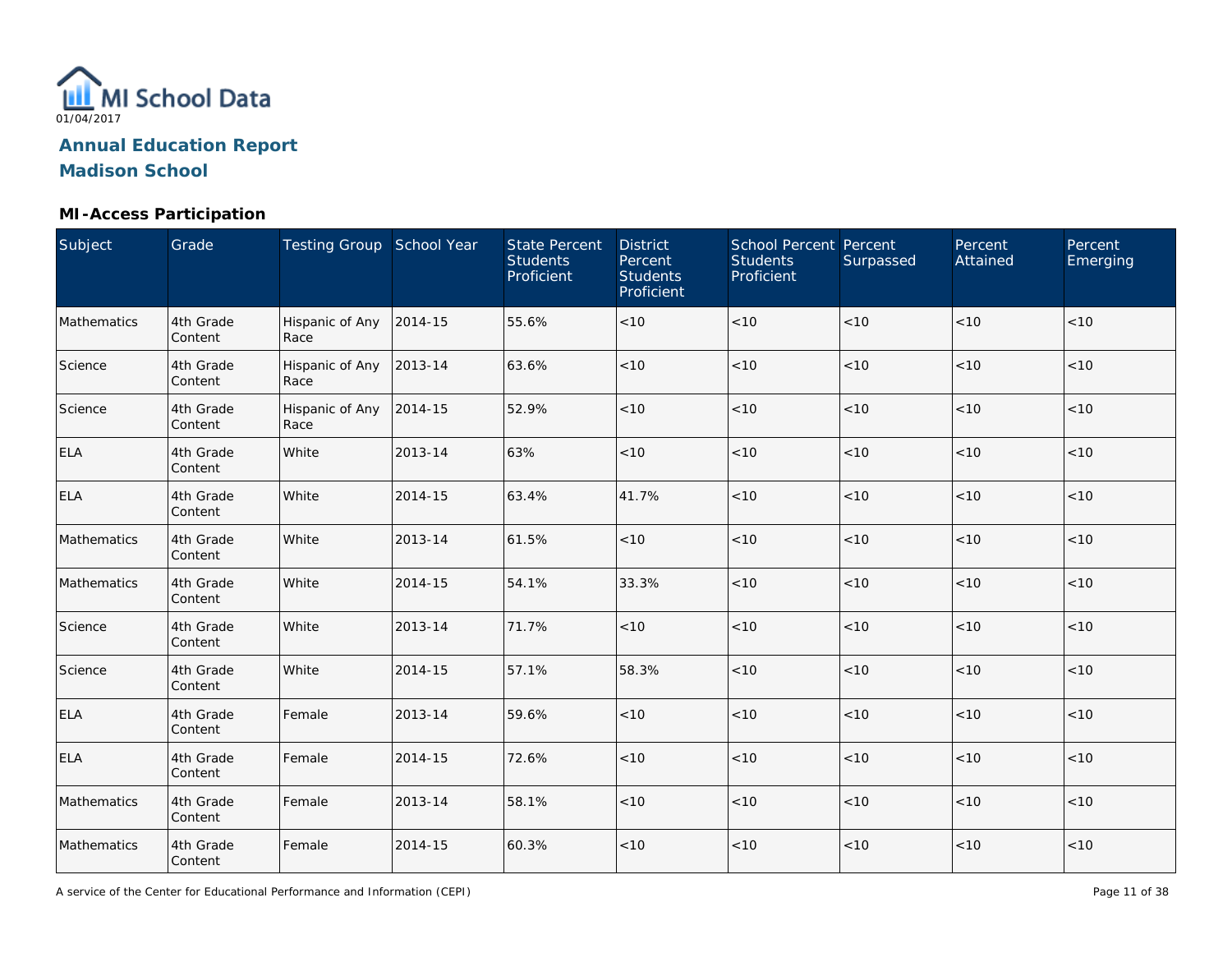MI School Data

01/04/2017

# Annual Education Report
## Madison School

### MI-Access Participation

| Subject | Grade | Testing Group | School Year | State Percent Students Proficient | District Percent Students Proficient | School Percent Students Proficient | Percent Surpassed | Percent Attained | Percent Emerging |
|---|---|---|---|---|---|---|---|---|---|
| Mathematics | 4th Grade Content | Hispanic of Any Race | 2014-15 | 55.6% | <10 | <10 | <10 | <10 | <10 |
| Science | 4th Grade Content | Hispanic of Any Race | 2013-14 | 63.6% | <10 | <10 | <10 | <10 | <10 |
| Science | 4th Grade Content | Hispanic of Any Race | 2014-15 | 52.9% | <10 | <10 | <10 | <10 | <10 |
| ELA | 4th Grade Content | White | 2013-14 | 63% | <10 | <10 | <10 | <10 | <10 |
| ELA | 4th Grade Content | White | 2014-15 | 63.4% | 41.7% | <10 | <10 | <10 | <10 |
| Mathematics | 4th Grade Content | White | 2013-14 | 61.5% | <10 | <10 | <10 | <10 | <10 |
| Mathematics | 4th Grade Content | White | 2014-15 | 54.1% | 33.3% | <10 | <10 | <10 | <10 |
| Science | 4th Grade Content | White | 2013-14 | 71.7% | <10 | <10 | <10 | <10 | <10 |
| Science | 4th Grade Content | White | 2014-15 | 57.1% | 58.3% | <10 | <10 | <10 | <10 |
| ELA | 4th Grade Content | Female | 2013-14 | 59.6% | <10 | <10 | <10 | <10 | <10 |
| ELA | 4th Grade Content | Female | 2014-15 | 72.6% | <10 | <10 | <10 | <10 | <10 |
| Mathematics | 4th Grade Content | Female | 2013-14 | 58.1% | <10 | <10 | <10 | <10 | <10 |
| Mathematics | 4th Grade Content | Female | 2014-15 | 60.3% | <10 | <10 | <10 | <10 | <10 |

A service of the Center for Educational Performance and Information (CEPI)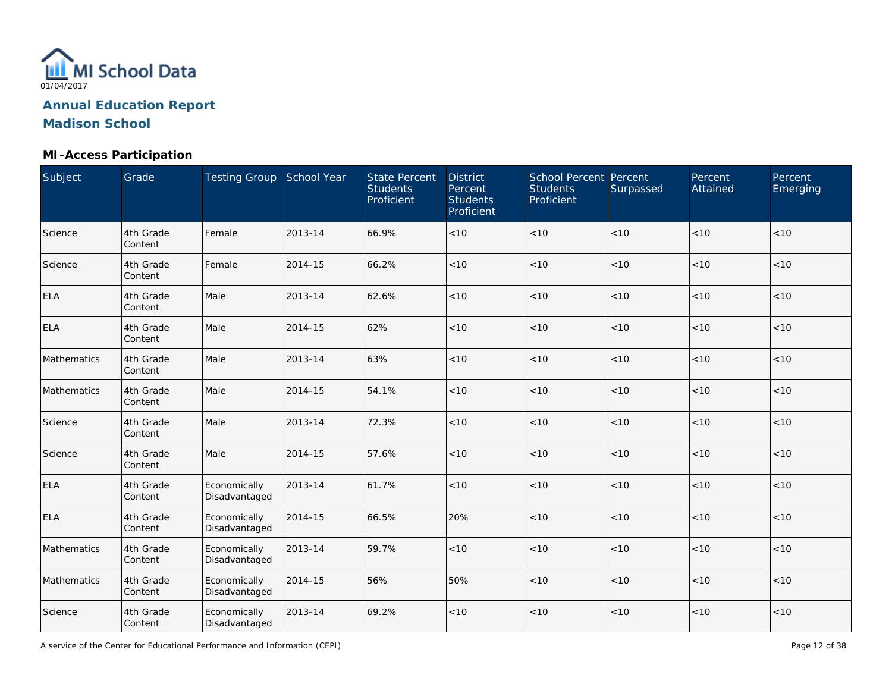# Annual Education Report

## Madison School

### MI-Access Participation

| Subject | Grade | Testing Group | School Year | State Percent Students Proficient | District Percent Students Proficient | School Percent Students Proficient | Percent Surpassed | Percent Attained | Percent Emerging |
|---|---|---|---|---|---|---|---|---|---|
| Science | 4th Grade Content | Female | 2013-14 | 66.9% | <10 | <10 | <10 | <10 | <10 |
| Science | 4th Grade Content | Female | 2014-15 | 66.2% | <10 | <10 | <10 | <10 | <10 |
| ELA | 4th Grade Content | Male | 2013-14 | 62.6% | <10 | <10 | <10 | <10 | <10 |
| ELA | 4th Grade Content | Male | 2014-15 | 62% | <10 | <10 | <10 | <10 | <10 |
| Mathematics | 4th Grade Content | Male | 2013-14 | 63% | <10 | <10 | <10 | <10 | <10 |
| Mathematics | 4th Grade Content | Male | 2014-15 | 54.1% | <10 | <10 | <10 | <10 | <10 |
| Science | 4th Grade Content | Male | 2013-14 | 72.3% | <10 | <10 | <10 | <10 | <10 |
| Science | 4th Grade Content | Male | 2014-15 | 57.6% | <10 | <10 | <10 | <10 | <10 |
| ELA | 4th Grade Content | Economically Disadvantaged | 2013-14 | 61.7% | <10 | <10 | <10 | <10 | <10 |
| ELA | 4th Grade Content | Economically Disadvantaged | 2014-15 | 66.5% | 20% | <10 | <10 | <10 | <10 |
| Mathematics | 4th Grade Content | Economically Disadvantaged | 2013-14 | 59.7% | <10 | <10 | <10 | <10 | <10 |
| Mathematics | 4th Grade Content | Economically Disadvantaged | 2014-15 | 56% | 50% | <10 | <10 | <10 | <10 |
| Science | 4th Grade Content | Economically Disadvantaged | 2013-14 | 69.2% | <10 | <10 | <10 | <10 | <10 |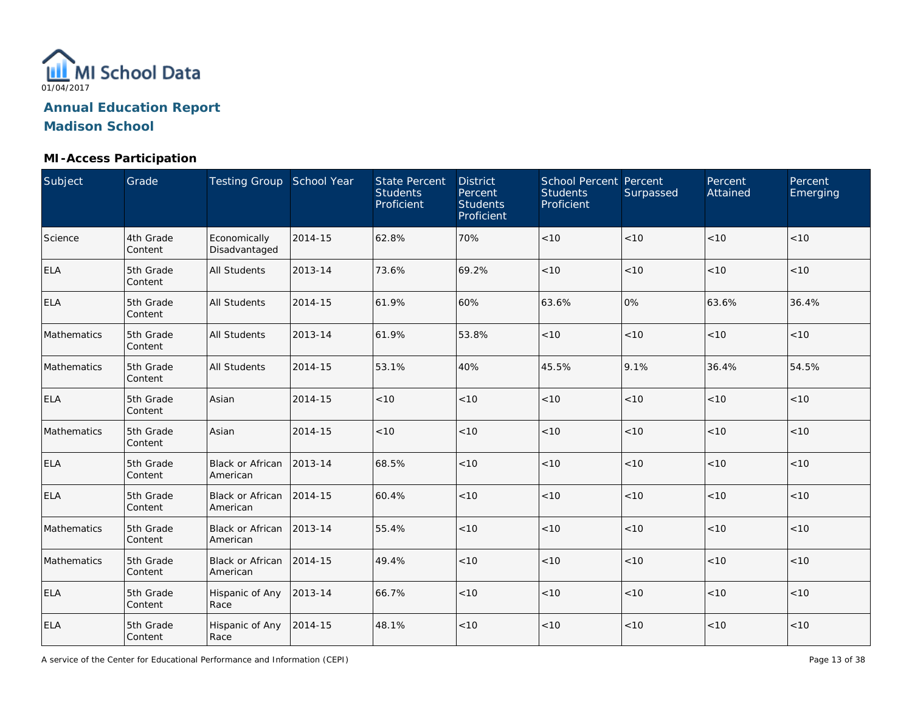MI School Data

01/04/2017

## Annual Education Report

## Madison School

### MI-Access Participation

| Subject | Grade | Testing Group | School Year | State Percent Students Proficient | District Percent Students Proficient | School Percent Students Proficient | Percent Surpassed | Percent Attained | Percent Emerging |
|---|---|---|---|---|---|---|---|---|---|
| Science | 4th Grade Content | Economically Disadvantaged | 2014-15 | 62.8% | 70% | <10 | <10 | <10 | <10 |
| ELA | 5th Grade Content | All Students | 2013-14 | 73.6% | 69.2% | <10 | <10 | <10 | <10 |
| ELA | 5th Grade Content | All Students | 2014-15 | 61.9% | 60% | 63.6% | 0% | 63.6% | 36.4% |
| Mathematics | 5th Grade Content | All Students | 2013-14 | 61.9% | 53.8% | <10 | <10 | <10 | <10 |
| Mathematics | 5th Grade Content | All Students | 2014-15 | 53.1% | 40% | 45.5% | 9.1% | 36.4% | 54.5% |
| ELA | 5th Grade Content | Asian | 2014-15 | <10 | <10 | <10 | <10 | <10 | <10 |
| Mathematics | 5th Grade Content | Asian | 2014-15 | <10 | <10 | <10 | <10 | <10 | <10 |
| ELA | 5th Grade Content | Black or African American | 2013-14 | 68.5% | <10 | <10 | <10 | <10 | <10 |
| ELA | 5th Grade Content | Black or African American | 2014-15 | 60.4% | <10 | <10 | <10 | <10 | <10 |
| Mathematics | 5th Grade Content | Black or African American | 2013-14 | 55.4% | <10 | <10 | <10 | <10 | <10 |
| Mathematics | 5th Grade Content | Black or African American | 2014-15 | 49.4% | <10 | <10 | <10 | <10 | <10 |
| ELA | 5th Grade Content | Hispanic of Any Race | 2013-14 | 66.7% | <10 | <10 | <10 | <10 | <10 |
| ELA | 5th Grade Content | Hispanic of Any Race | 2014-15 | 48.1% | <10 | <10 | <10 | <10 | <10 |

A service of the Center for Educational Performance and Information (CEPI)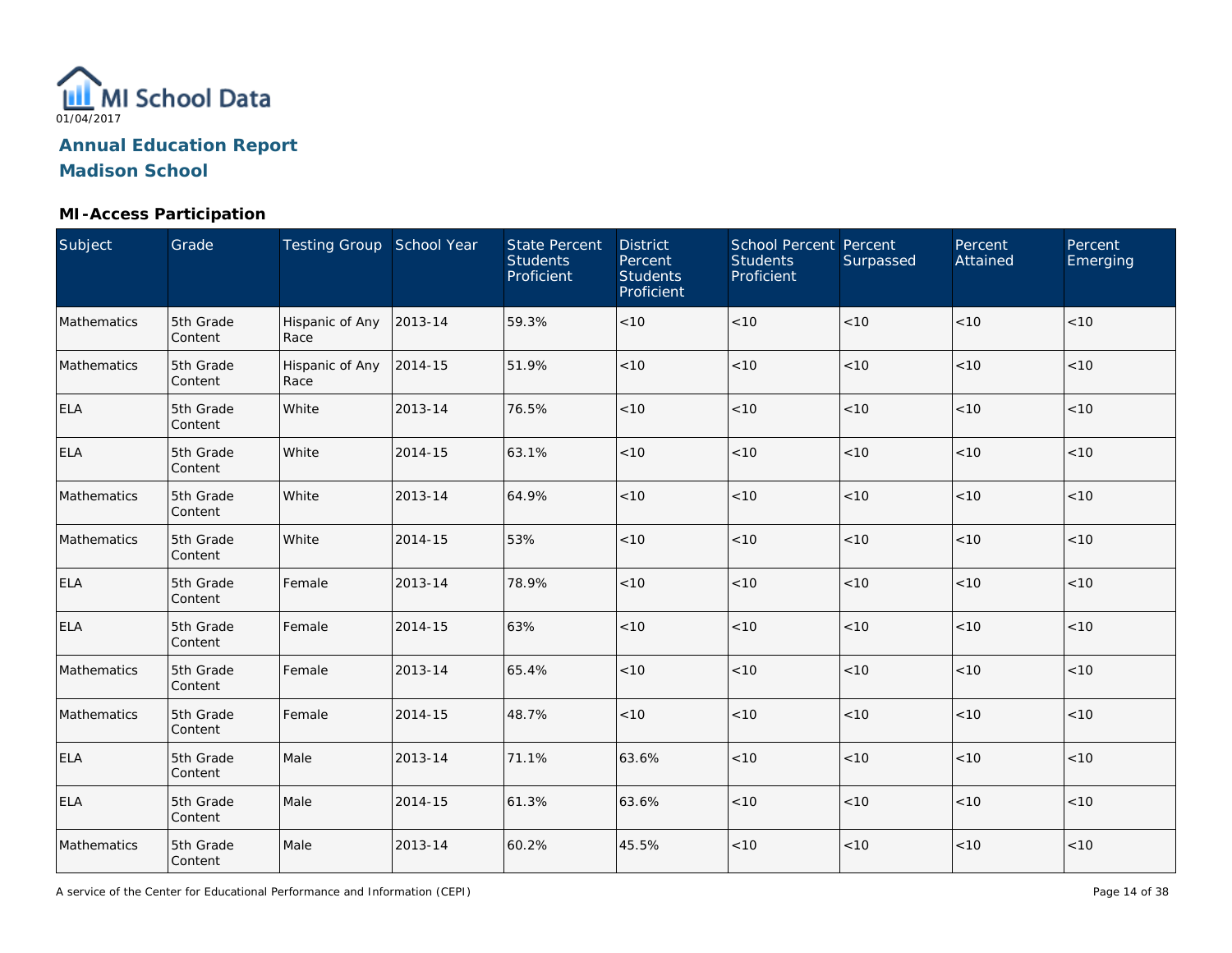MI School Data

01/04/2017

## Annual Education Report
## Madison School

### MI-Access Participation

| Subject | Grade | Testing Group | School Year | State Percent Students Proficient | District Percent Students Proficient | School Percent Students Proficient | Percent Surpassed | Percent Attained | Percent Emerging |
|---|---|---|---|---|---|---|---|---|---|
| Mathematics | 5th Grade Content | Hispanic of Any Race | 2013-14 | 59.3% | <10 | <10 | <10 | <10 | <10 |
| Mathematics | 5th Grade Content | Hispanic of Any Race | 2014-15 | 51.9% | <10 | <10 | <10 | <10 | <10 |
| ELA | 5th Grade Content | White | 2013-14 | 76.5% | <10 | <10 | <10 | <10 | <10 |
| ELA | 5th Grade Content | White | 2014-15 | 63.1% | <10 | <10 | <10 | <10 | <10 |
| Mathematics | 5th Grade Content | White | 2013-14 | 64.9% | <10 | <10 | <10 | <10 | <10 |
| Mathematics | 5th Grade Content | White | 2014-15 | 53% | <10 | <10 | <10 | <10 | <10 |
| ELA | 5th Grade Content | Female | 2013-14 | 78.9% | <10 | <10 | <10 | <10 | <10 |
| ELA | 5th Grade Content | Female | 2014-15 | 63% | <10 | <10 | <10 | <10 | <10 |
| Mathematics | 5th Grade Content | Female | 2013-14 | 65.4% | <10 | <10 | <10 | <10 | <10 |
| Mathematics | 5th Grade Content | Female | 2014-15 | 48.7% | <10 | <10 | <10 | <10 | <10 |
| ELA | 5th Grade Content | Male | 2013-14 | 71.1% | 63.6% | <10 | <10 | <10 | <10 |
| ELA | 5th Grade Content | Male | 2014-15 | 61.3% | 63.6% | <10 | <10 | <10 | <10 |
| Mathematics | 5th Grade Content | Male | 2013-14 | 60.2% | 45.5% | <10 | <10 | <10 | <10 |

A service of the Center for Educational Performance and Information (CEPI)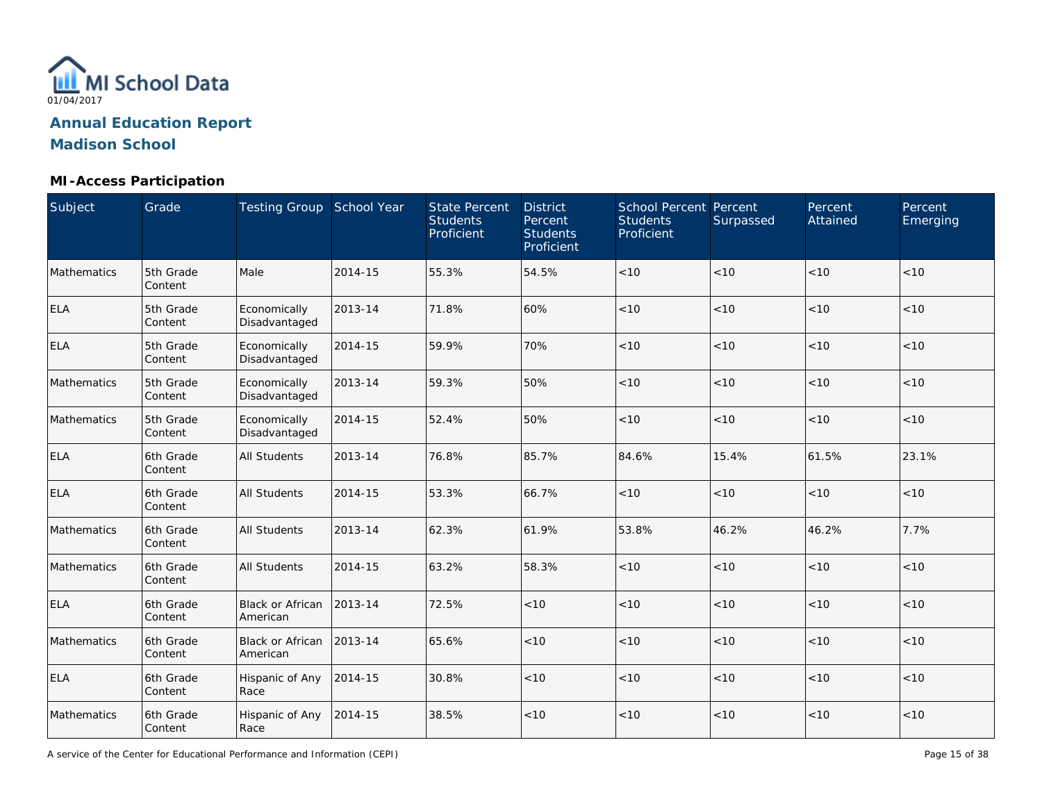MI School Data

01/04/2017

## Annual Education Report

## Madison School

### MI-Access Participation

| Subject | Grade | Testing Group | School Year | State Percent Students Proficient | District Percent Students Proficient | School Percent Students Proficient | Percent Surpassed | Percent Attained | Percent Emerging |
|---|---|---|---|---|---|---|---|---|---|
| Mathematics | 5th Grade Content | Male | 2014-15 | 55.3% | 54.5% | <10 | <10 | <10 | <10 |
| ELA | 5th Grade Content | Economically Disadvantaged | 2013-14 | 71.8% | 60% | <10 | <10 | <10 | <10 |
| ELA | 5th Grade Content | Economically Disadvantaged | 2014-15 | 59.9% | 70% | <10 | <10 | <10 | <10 |
| Mathematics | 5th Grade Content | Economically Disadvantaged | 2013-14 | 59.3% | 50% | <10 | <10 | <10 | <10 |
| Mathematics | 5th Grade Content | Economically Disadvantaged | 2014-15 | 52.4% | 50% | <10 | <10 | <10 | <10 |
| ELA | 6th Grade Content | All Students | 2013-14 | 76.8% | 85.7% | 84.6% | 15.4% | 61.5% | 23.1% |
| ELA | 6th Grade Content | All Students | 2014-15 | 53.3% | 66.7% | <10 | <10 | <10 | <10 |
| Mathematics | 6th Grade Content | All Students | 2013-14 | 62.3% | 61.9% | 53.8% | 46.2% | 46.2% | 7.7% |
| Mathematics | 6th Grade Content | All Students | 2014-15 | 63.2% | 58.3% | <10 | <10 | <10 | <10 |
| ELA | 6th Grade Content | Black or African American | 2013-14 | 72.5% | <10 | <10 | <10 | <10 | <10 |
| Mathematics | 6th Grade Content | Black or African American | 2013-14 | 65.6% | <10 | <10 | <10 | <10 | <10 |
| ELA | 6th Grade Content | Hispanic of Any Race | 2014-15 | 30.8% | <10 | <10 | <10 | <10 | <10 |
| Mathematics | 6th Grade Content | Hispanic of Any Race | 2014-15 | 38.5% | <10 | <10 | <10 | <10 | <10 |

A service of the Center for Educational Performance and Information (CEPI)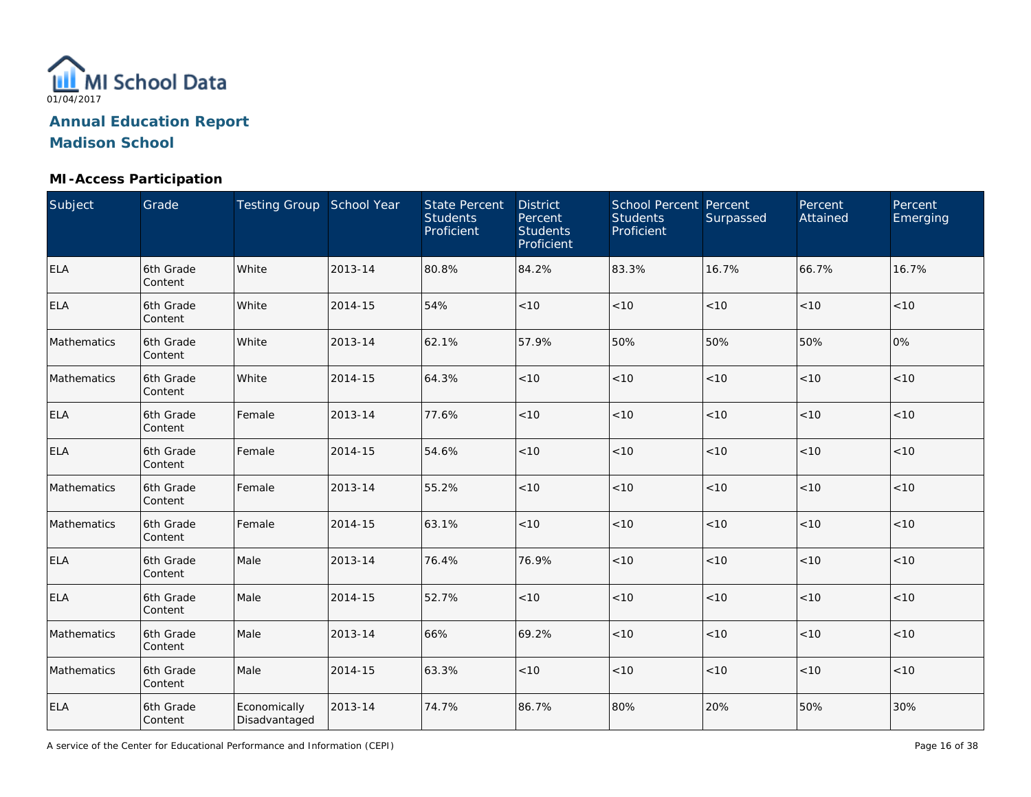MI School Data

01/04/2017

## Annual Education Report

## Madison School

### MI-Access Participation

| Subject | Grade | Testing Group | School Year | State Percent Students Proficient | District Percent Students Proficient | School Percent Students Proficient | Percent Surpassed | Percent Attained | Percent Emerging |
|---|---|---|---|---|---|---|---|---|---|
| ELA | 6th Grade Content | White | 2013-14 | 80.8% | 84.2% | 83.3% | 16.7% | 66.7% | 16.7% |
| ELA | 6th Grade Content | White | 2014-15 | 54% | <10 | <10 | <10 | <10 | <10 |
| Mathematics | 6th Grade Content | White | 2013-14 | 62.1% | 57.9% | 50% | 50% | 50% | 0% |
| Mathematics | 6th Grade Content | White | 2014-15 | 64.3% | <10 | <10 | <10 | <10 | <10 |
| ELA | 6th Grade Content | Female | 2013-14 | 77.6% | <10 | <10 | <10 | <10 | <10 |
| ELA | 6th Grade Content | Female | 2014-15 | 54.6% | <10 | <10 | <10 | <10 | <10 |
| Mathematics | 6th Grade Content | Female | 2013-14 | 55.2% | <10 | <10 | <10 | <10 | <10 |
| Mathematics | 6th Grade Content | Female | 2014-15 | 63.1% | <10 | <10 | <10 | <10 | <10 |
| ELA | 6th Grade Content | Male | 2013-14 | 76.4% | 76.9% | <10 | <10 | <10 | <10 |
| ELA | 6th Grade Content | Male | 2014-15 | 52.7% | <10 | <10 | <10 | <10 | <10 |
| Mathematics | 6th Grade Content | Male | 2013-14 | 66% | 69.2% | <10 | <10 | <10 | <10 |
| Mathematics | 6th Grade Content | Male | 2014-15 | 63.3% | <10 | <10 | <10 | <10 | <10 |
| ELA | 6th Grade Content | Economically Disadvantaged | 2013-14 | 74.7% | 86.7% | 80% | 20% | 50% | 30% |

A service of the Center for Educational Performance and Information (CEPI)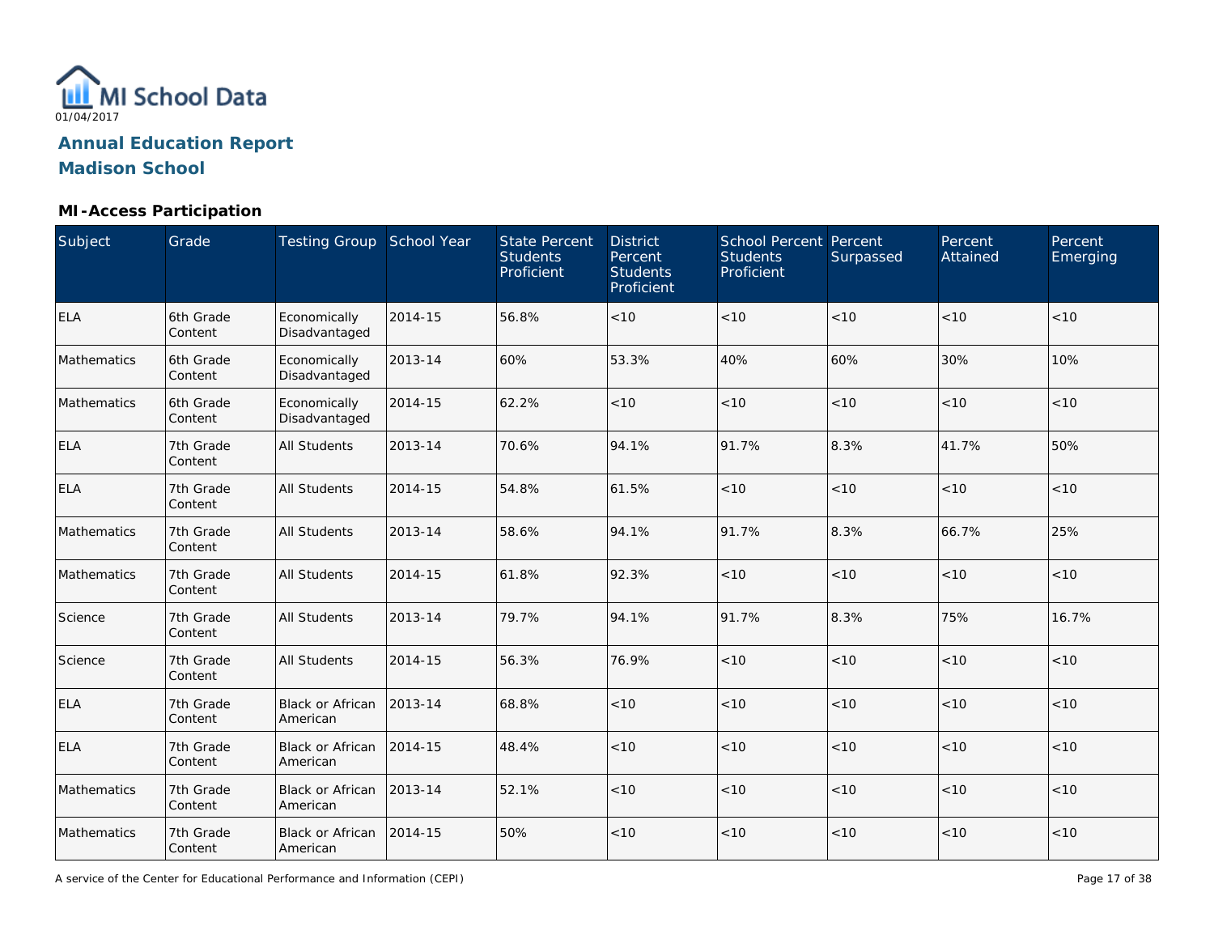MI School Data

01/04/2017

## Annual Education Report

## Madison School

### MI-Access Participation

| Subject | Grade | Testing Group | School Year | State Percent Students Proficient | District Percent Students Proficient | School Percent Students Proficient | Percent Surpassed | Percent Attained | Percent Emerging |
|---|---|---|---|---|---|---|---|---|---|
| ELA | 6th Grade Content | Economically Disadvantaged | 2014-15 | 56.8% | <10 | <10 | <10 | <10 | <10 |
| Mathematics | 6th Grade Content | Economically Disadvantaged | 2013-14 | 60% | 53.3% | 40% | 60% | 30% | 10% |
| Mathematics | 6th Grade Content | Economically Disadvantaged | 2014-15 | 62.2% | <10 | <10 | <10 | <10 | <10 |
| ELA | 7th Grade Content | All Students | 2013-14 | 70.6% | 94.1% | 91.7% | 8.3% | 41.7% | 50% |
| ELA | 7th Grade Content | All Students | 2014-15 | 54.8% | 61.5% | <10 | <10 | <10 | <10 |
| Mathematics | 7th Grade Content | All Students | 2013-14 | 58.6% | 94.1% | 91.7% | 8.3% | 66.7% | 25% |
| Mathematics | 7th Grade Content | All Students | 2014-15 | 61.8% | 92.3% | <10 | <10 | <10 | <10 |
| Science | 7th Grade Content | All Students | 2013-14 | 79.7% | 94.1% | 91.7% | 8.3% | 75% | 16.7% |
| Science | 7th Grade Content | All Students | 2014-15 | 56.3% | 76.9% | <10 | <10 | <10 | <10 |
| ELA | 7th Grade Content | Black or African American | 2013-14 | 68.8% | <10 | <10 | <10 | <10 | <10 |
| ELA | 7th Grade Content | Black or African American | 2014-15 | 48.4% | <10 | <10 | <10 | <10 | <10 |
| Mathematics | 7th Grade Content | Black or African American | 2013-14 | 52.1% | <10 | <10 | <10 | <10 | <10 |
| Mathematics | 7th Grade Content | Black or African American | 2014-15 | 50% | <10 | <10 | <10 | <10 | <10 |

A service of the Center for Educational Performance and Information (CEPI)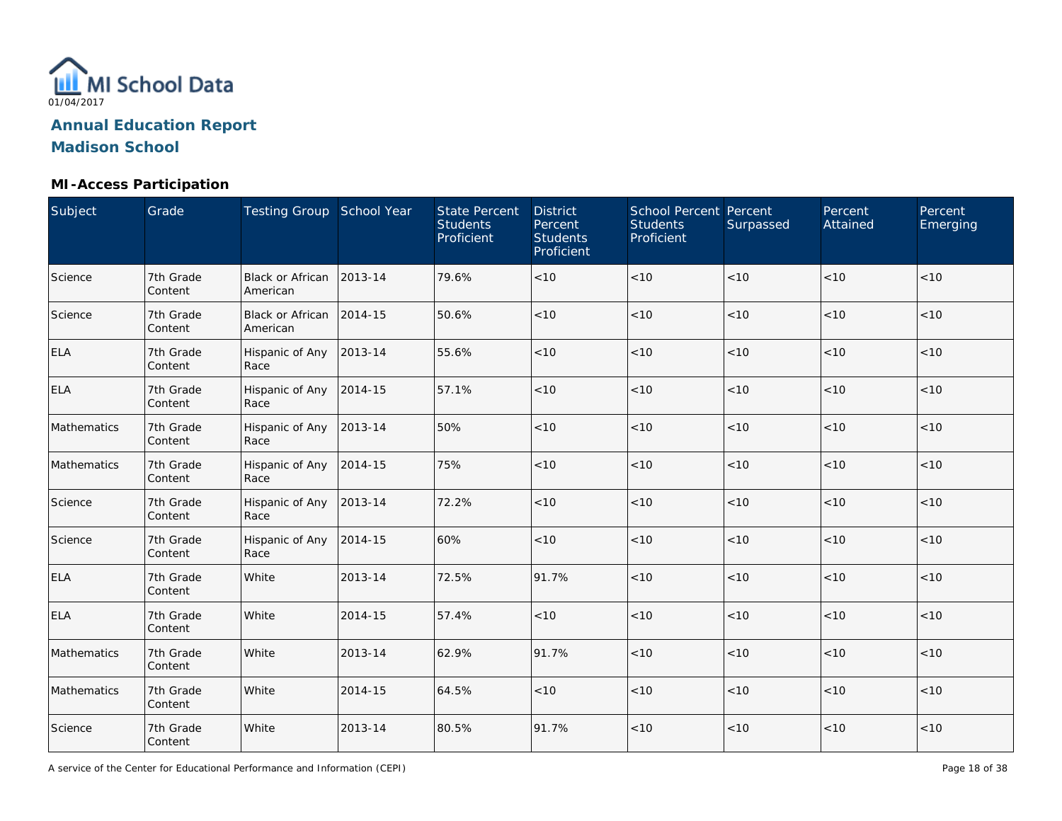# Annual Education Report

## Madison School

### MI-Access Participation

| Subject | Grade | Testing Group | School Year | State Percent Students Proficient | District Percent Students Proficient | School Percent Students Proficient | Percent Surpassed | Percent Attained | Percent Emerging |
|---|---|---|---|---|---|---|---|---|---|
| Science | 7th Grade Content | Black or African American | 2013-14 | 79.6% | <10 | <10 | <10 | <10 | <10 |
| Science | 7th Grade Content | Black or African American | 2014-15 | 50.6% | <10 | <10 | <10 | <10 | <10 |
| ELA | 7th Grade Content | Hispanic of Any Race | 2013-14 | 55.6% | <10 | <10 | <10 | <10 | <10 |
| ELA | 7th Grade Content | Hispanic of Any Race | 2014-15 | 57.1% | <10 | <10 | <10 | <10 | <10 |
| Mathematics | 7th Grade Content | Hispanic of Any Race | 2013-14 | 50% | <10 | <10 | <10 | <10 | <10 |
| Mathematics | 7th Grade Content | Hispanic of Any Race | 2014-15 | 75% | <10 | <10 | <10 | <10 | <10 |
| Science | 7th Grade Content | Hispanic of Any Race | 2013-14 | 72.2% | <10 | <10 | <10 | <10 | <10 |
| Science | 7th Grade Content | Hispanic of Any Race | 2014-15 | 60% | <10 | <10 | <10 | <10 | <10 |
| ELA | 7th Grade Content | White | 2013-14 | 72.5% | 91.7% | <10 | <10 | <10 | <10 |
| ELA | 7th Grade Content | White | 2014-15 | 57.4% | <10 | <10 | <10 | <10 | <10 |
| Mathematics | 7th Grade Content | White | 2013-14 | 62.9% | 91.7% | <10 | <10 | <10 | <10 |
| Mathematics | 7th Grade Content | White | 2014-15 | 64.5% | <10 | <10 | <10 | <10 | <10 |
| Science | 7th Grade Content | White | 2013-14 | 80.5% | 91.7% | <10 | <10 | <10 | <10 |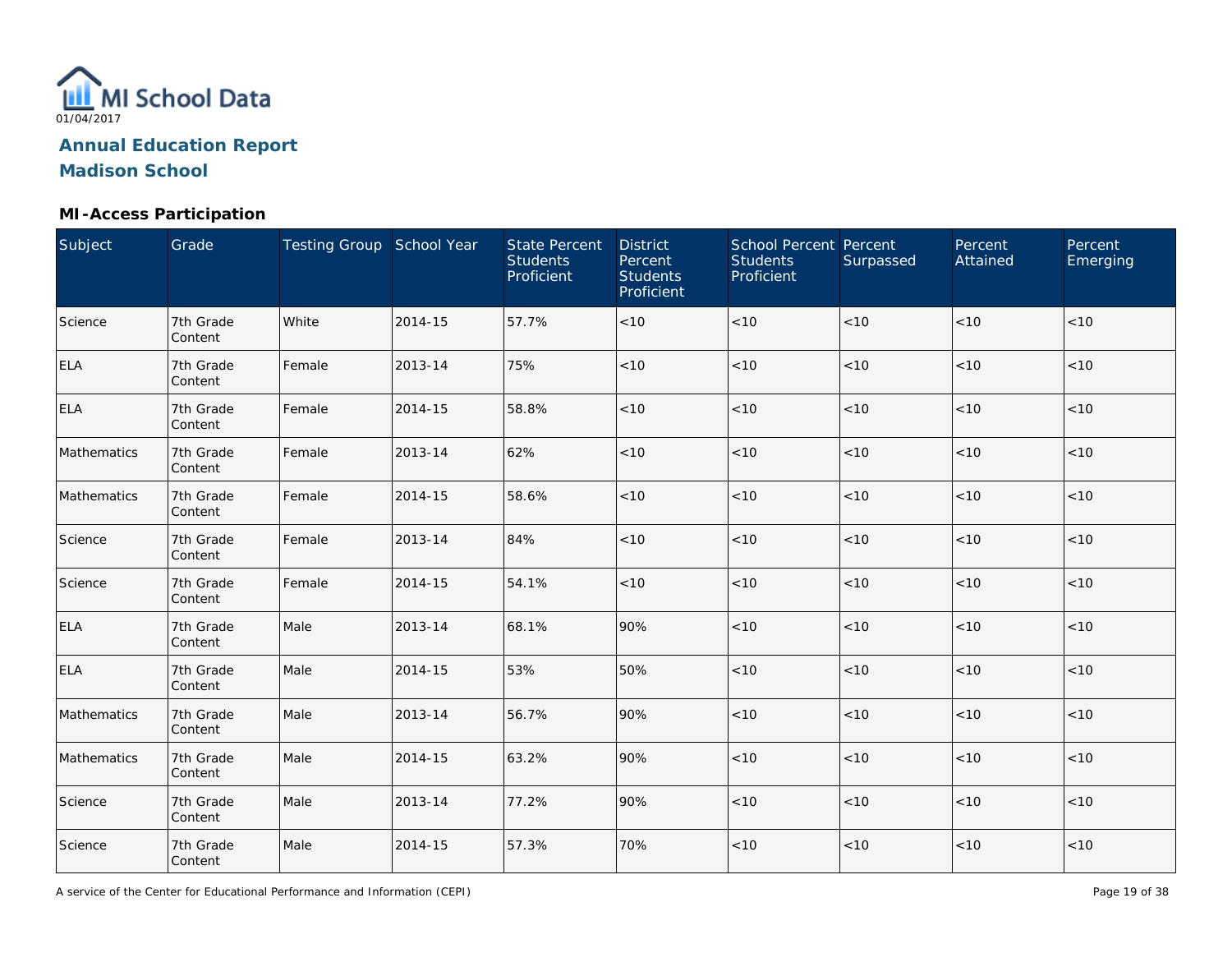MI School Data

01/04/2017

## Annual Education Report

## Madison School

### MI-Access Participation

| Subject | Grade | Testing Group | School Year | State Percent Students Proficient | District Percent Students Proficient | School Percent Students Proficient | Percent Surpassed | Percent Attained | Percent Emerging |
|---|---|---|---|---|---|---|---|---|---|
| Science | 7th Grade Content | White | 2014-15 | 57.7% | <10 | <10 | <10 | <10 | <10 |
| ELA | 7th Grade Content | Female | 2013-14 | 75% | <10 | <10 | <10 | <10 | <10 |
| ELA | 7th Grade Content | Female | 2014-15 | 58.8% | <10 | <10 | <10 | <10 | <10 |
| Mathematics | 7th Grade Content | Female | 2013-14 | 62% | <10 | <10 | <10 | <10 | <10 |
| Mathematics | 7th Grade Content | Female | 2014-15 | 58.6% | <10 | <10 | <10 | <10 | <10 |
| Science | 7th Grade Content | Female | 2013-14 | 84% | <10 | <10 | <10 | <10 | <10 |
| Science | 7th Grade Content | Female | 2014-15 | 54.1% | <10 | <10 | <10 | <10 | <10 |
| ELA | 7th Grade Content | Male | 2013-14 | 68.1% | 90% | <10 | <10 | <10 | <10 |
| ELA | 7th Grade Content | Male | 2014-15 | 53% | 50% | <10 | <10 | <10 | <10 |
| Mathematics | 7th Grade Content | Male | 2013-14 | 56.7% | 90% | <10 | <10 | <10 | <10 |
| Mathematics | 7th Grade Content | Male | 2014-15 | 63.2% | 90% | <10 | <10 | <10 | <10 |
| Science | 7th Grade Content | Male | 2013-14 | 77.2% | 90% | <10 | <10 | <10 | <10 |
| Science | 7th Grade Content | Male | 2014-15 | 57.3% | 70% | <10 | <10 | <10 | <10 |

A service of the Center for Educational Performance and Information (CEPI)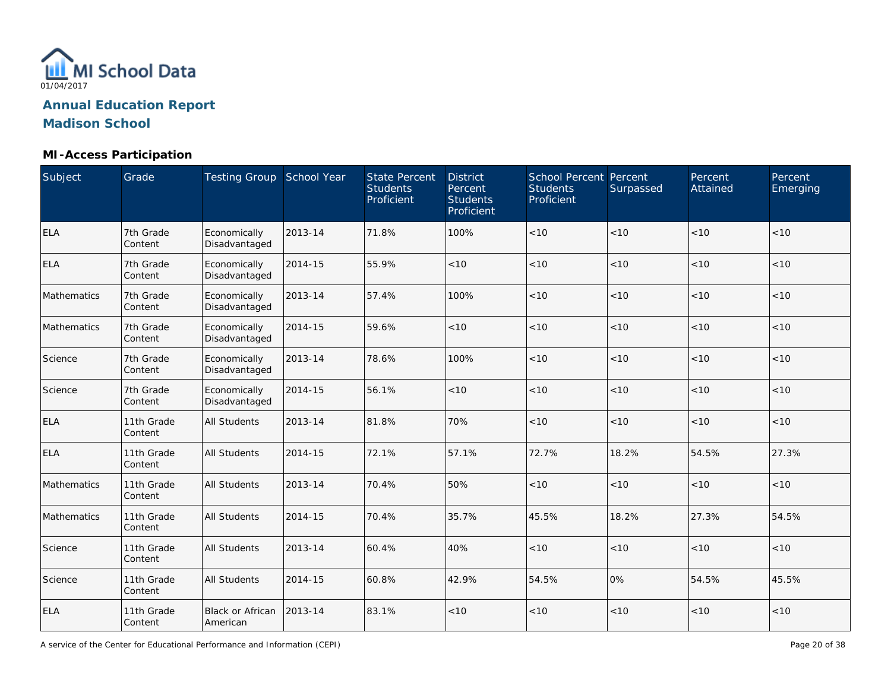MI School Data

01/04/2017

# Annual Education Report

## Madison School

### MI-Access Participation

| Subject | Grade | Testing Group | School Year | State Percent Students Proficient | District Percent Students Proficient | School Percent Students Proficient | Percent Surpassed | Percent Attained | Percent Emerging |
|---|---|---|---|---|---|---|---|---|---|
| ELA | 7th Grade Content | Economically Disadvantaged | 2013-14 | 71.8% | 100% | <10 | <10 | <10 | <10 |
| ELA | 7th Grade Content | Economically Disadvantaged | 2014-15 | 55.9% | <10 | <10 | <10 | <10 | <10 |
| Mathematics | 7th Grade Content | Economically Disadvantaged | 2013-14 | 57.4% | 100% | <10 | <10 | <10 | <10 |
| Mathematics | 7th Grade Content | Economically Disadvantaged | 2014-15 | 59.6% | <10 | <10 | <10 | <10 | <10 |
| Science | 7th Grade Content | Economically Disadvantaged | 2013-14 | 78.6% | 100% | <10 | <10 | <10 | <10 |
| Science | 7th Grade Content | Economically Disadvantaged | 2014-15 | 56.1% | <10 | <10 | <10 | <10 | <10 |
| ELA | 11th Grade Content | All Students | 2013-14 | 81.8% | 70% | <10 | <10 | <10 | <10 |
| ELA | 11th Grade Content | All Students | 2014-15 | 72.1% | 57.1% | 72.7% | 18.2% | 54.5% | 27.3% |
| Mathematics | 11th Grade Content | All Students | 2013-14 | 70.4% | 50% | <10 | <10 | <10 | <10 |
| Mathematics | 11th Grade Content | All Students | 2014-15 | 70.4% | 35.7% | 45.5% | 18.2% | 27.3% | 54.5% |
| Science | 11th Grade Content | All Students | 2013-14 | 60.4% | 40% | <10 | <10 | <10 | <10 |
| Science | 11th Grade Content | All Students | 2014-15 | 60.8% | 42.9% | 54.5% | 0% | 54.5% | 45.5% |
| ELA | 11th Grade Content | Black or African American | 2013-14 | 83.1% | <10 | <10 | <10 | <10 | <10 |

A service of the Center for Educational Performance and Information (CEPI)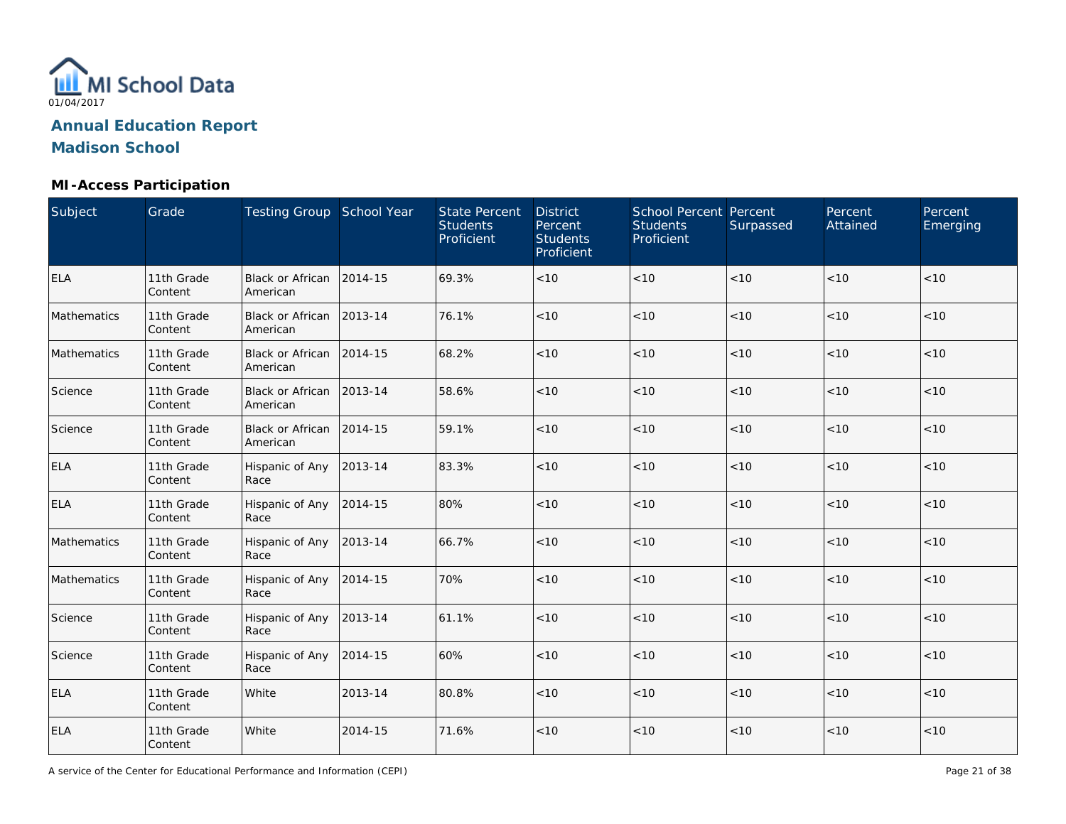MI School Data

01/04/2017

## Annual Education Report
## Madison School

### MI-Access Participation

| Subject | Grade | Testing Group | School Year | State Percent Students Proficient | District Percent Students Proficient | School Percent Students Proficient | Percent Surpassed | Percent Attained | Percent Emerging |
|---|---|---|---|---|---|---|---|---|---|
| ELA | 11th Grade Content | Black or African American | 2014-15 | 69.3% | <10 | <10 | <10 | <10 | <10 |
| Mathematics | 11th Grade Content | Black or African American | 2013-14 | 76.1% | <10 | <10 | <10 | <10 | <10 |
| Mathematics | 11th Grade Content | Black or African American | 2014-15 | 68.2% | <10 | <10 | <10 | <10 | <10 |
| Science | 11th Grade Content | Black or African American | 2013-14 | 58.6% | <10 | <10 | <10 | <10 | <10 |
| Science | 11th Grade Content | Black or African American | 2014-15 | 59.1% | <10 | <10 | <10 | <10 | <10 |
| ELA | 11th Grade Content | Hispanic of Any Race | 2013-14 | 83.3% | <10 | <10 | <10 | <10 | <10 |
| ELA | 11th Grade Content | Hispanic of Any Race | 2014-15 | 80% | <10 | <10 | <10 | <10 | <10 |
| Mathematics | 11th Grade Content | Hispanic of Any Race | 2013-14 | 66.7% | <10 | <10 | <10 | <10 | <10 |
| Mathematics | 11th Grade Content | Hispanic of Any Race | 2014-15 | 70% | <10 | <10 | <10 | <10 | <10 |
| Science | 11th Grade Content | Hispanic of Any Race | 2013-14 | 61.1% | <10 | <10 | <10 | <10 | <10 |
| Science | 11th Grade Content | Hispanic of Any Race | 2014-15 | 60% | <10 | <10 | <10 | <10 | <10 |
| ELA | 11th Grade Content | White | 2013-14 | 80.8% | <10 | <10 | <10 | <10 | <10 |
| ELA | 11th Grade Content | White | 2014-15 | 71.6% | <10 | <10 | <10 | <10 | <10 |

A service of the Center for Educational Performance and Information (CEPI)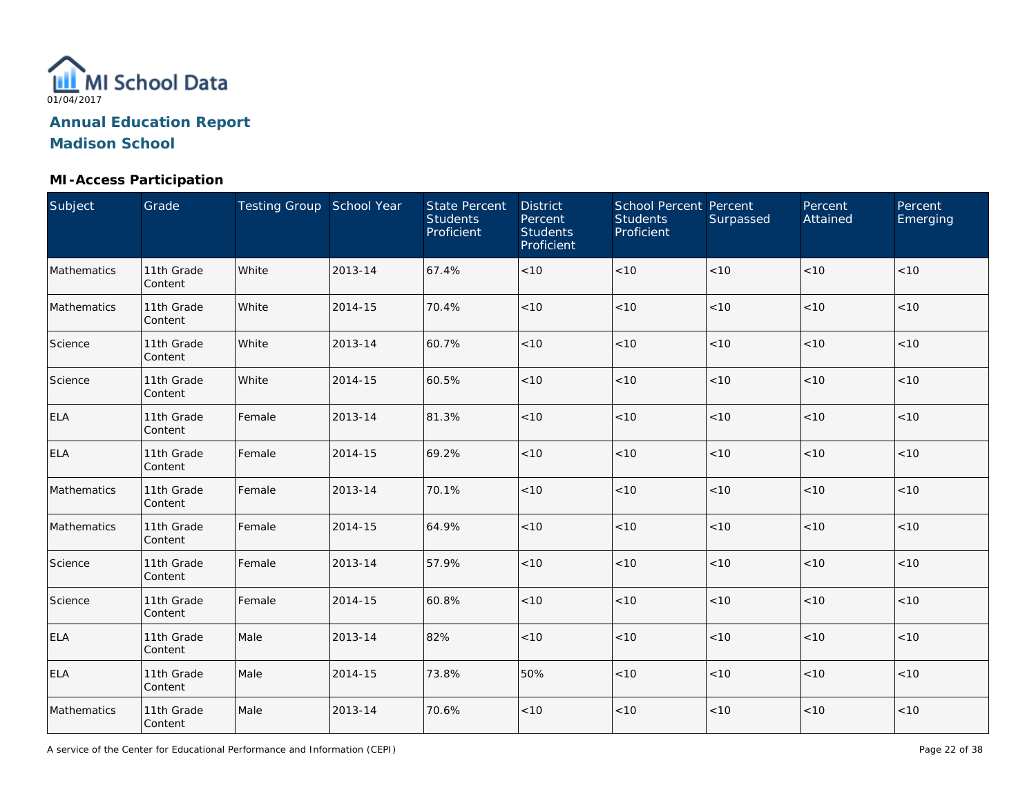MI School Data

01/04/2017

## Annual Education Report
## Madison School

### MI-Access Participation

| Subject | Grade | Testing Group | School Year | State Percent Students Proficient | District Percent Students Proficient | School Percent Students Proficient | Percent Surpassed | Percent Attained | Percent Emerging |
|---|---|---|---|---|---|---|---|---|---|
| Mathematics | 11th Grade Content | White | 2013-14 | 67.4% | <10 | <10 | <10 | <10 | <10 |
| Mathematics | 11th Grade Content | White | 2014-15 | 70.4% | <10 | <10 | <10 | <10 | <10 |
| Science | 11th Grade Content | White | 2013-14 | 60.7% | <10 | <10 | <10 | <10 | <10 |
| Science | 11th Grade Content | White | 2014-15 | 60.5% | <10 | <10 | <10 | <10 | <10 |
| ELA | 11th Grade Content | Female | 2013-14 | 81.3% | <10 | <10 | <10 | <10 | <10 |
| ELA | 11th Grade Content | Female | 2014-15 | 69.2% | <10 | <10 | <10 | <10 | <10 |
| Mathematics | 11th Grade Content | Female | 2013-14 | 70.1% | <10 | <10 | <10 | <10 | <10 |
| Mathematics | 11th Grade Content | Female | 2014-15 | 64.9% | <10 | <10 | <10 | <10 | <10 |
| Science | 11th Grade Content | Female | 2013-14 | 57.9% | <10 | <10 | <10 | <10 | <10 |
| Science | 11th Grade Content | Female | 2014-15 | 60.8% | <10 | <10 | <10 | <10 | <10 |
| ELA | 11th Grade Content | Male | 2013-14 | 82% | <10 | <10 | <10 | <10 | <10 |
| ELA | 11th Grade Content | Male | 2014-15 | 73.8% | 50% | <10 | <10 | <10 | <10 |
| Mathematics | 11th Grade Content | Male | 2013-14 | 70.6% | <10 | <10 | <10 | <10 | <10 |

A service of the Center for Educational Performance and Information (CEPI)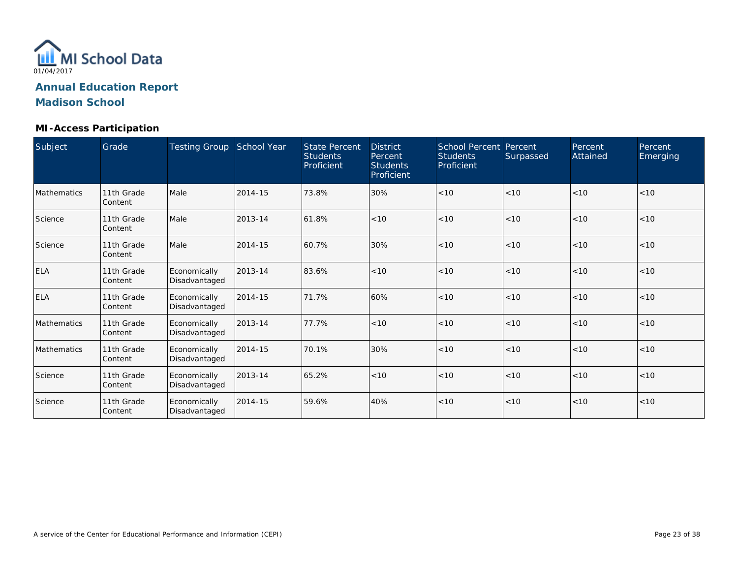MI School Data
01/04/2017

## Annual Education Report
## Madison School

### MI-Access Participation

| Subject | Grade | Testing Group | School Year | State Percent Students Proficient | District Percent Students Proficient | School Percent Students Proficient | Percent Surpassed | Percent Attained | Percent Emerging |
|---|---|---|---|---|---|---|---|---|---|
| Mathematics | 11th Grade Content | Male | 2014-15 | 73.8% | 30% | <10 | <10 | <10 | <10 |
| Science | 11th Grade Content | Male | 2013-14 | 61.8% | <10 | <10 | <10 | <10 | <10 |
| Science | 11th Grade Content | Male | 2014-15 | 60.7% | 30% | <10 | <10 | <10 | <10 |
| ELA | 11th Grade Content | Economically Disadvantaged | 2013-14 | 83.6% | <10 | <10 | <10 | <10 | <10 |
| ELA | 11th Grade Content | Economically Disadvantaged | 2014-15 | 71.7% | 60% | <10 | <10 | <10 | <10 |
| Mathematics | 11th Grade Content | Economically Disadvantaged | 2013-14 | 77.7% | <10 | <10 | <10 | <10 | <10 |
| Mathematics | 11th Grade Content | Economically Disadvantaged | 2014-15 | 70.1% | 30% | <10 | <10 | <10 | <10 |
| Science | 11th Grade Content | Economically Disadvantaged | 2013-14 | 65.2% | <10 | <10 | <10 | <10 | <10 |
| Science | 11th Grade Content | Economically Disadvantaged | 2014-15 | 59.6% | 40% | <10 | <10 | <10 | <10 |

A service of the Center for Educational Performance and Information (CEPI)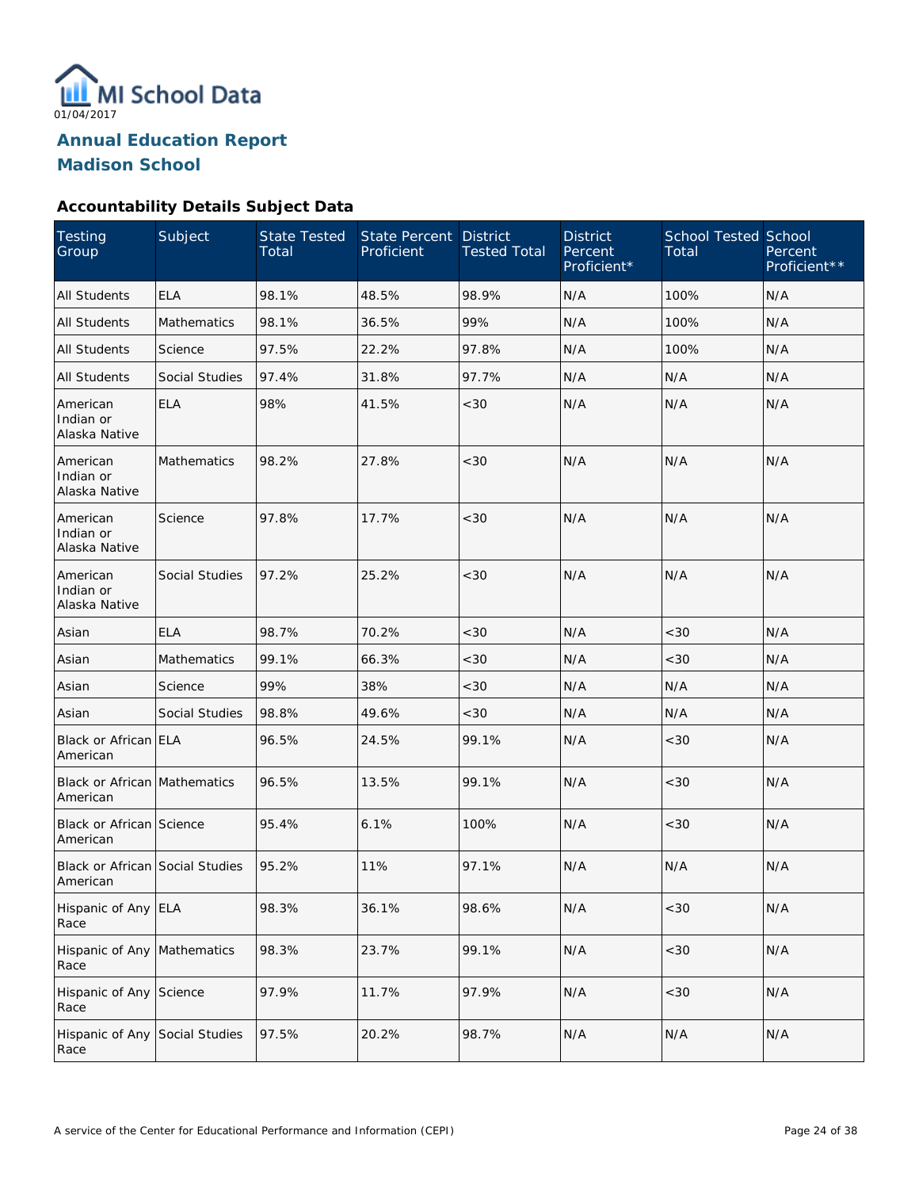MI School Data

01/04/2017

## Annual Education Report

## Madison School

### Accountability Details Subject Data

| Testing Group | Subject | State Tested Total | State Percent Proficient | District Tested Total | District Percent Proficient* | School Tested Total | School Percent Proficient** |
|---|---|---|---|---|---|---|---|
| All Students | ELA | 98.1% | 48.5% | 98.9% | N/A | 100% | N/A |
| All Students | Mathematics | 98.1% | 36.5% | 99% | N/A | 100% | N/A |
| All Students | Science | 97.5% | 22.2% | 97.8% | N/A | 100% | N/A |
| All Students | Social Studies | 97.4% | 31.8% | 97.7% | N/A | N/A | N/A |
| American Indian or Alaska Native | ELA | 98% | 41.5% | <30 | N/A | N/A | N/A |
| American Indian or Alaska Native | Mathematics | 98.2% | 27.8% | <30 | N/A | N/A | N/A |
| American Indian or Alaska Native | Science | 97.8% | 17.7% | <30 | N/A | N/A | N/A |
| American Indian or Alaska Native | Social Studies | 97.2% | 25.2% | <30 | N/A | N/A | N/A |
| Asian | ELA | 98.7% | 70.2% | <30 | N/A | <30 | N/A |
| Asian | Mathematics | 99.1% | 66.3% | <30 | N/A | <30 | N/A |
| Asian | Science | 99% | 38% | <30 | N/A | N/A | N/A |
| Asian | Social Studies | 98.8% | 49.6% | <30 | N/A | N/A | N/A |
| Black or African American | ELA | 96.5% | 24.5% | 99.1% | N/A | <30 | N/A |
| Black or African American | Mathematics | 96.5% | 13.5% | 99.1% | N/A | <30 | N/A |
| Black or African American | Science | 95.4% | 6.1% | 100% | N/A | <30 | N/A |
| Black or African American | Social Studies | 95.2% | 11% | 97.1% | N/A | N/A | N/A |
| Hispanic of Any Race | ELA | 98.3% | 36.1% | 98.6% | N/A | <30 | N/A |
| Hispanic of Any Race | Mathematics | 98.3% | 23.7% | 99.1% | N/A | <30 | N/A |
| Hispanic of Any Race | Science | 97.9% | 11.7% | 97.9% | N/A | <30 | N/A |
| Hispanic of Any Race | Social Studies | 97.5% | 20.2% | 98.7% | N/A | N/A | N/A |

A service of the Center for Educational Performance and Information (CEPI)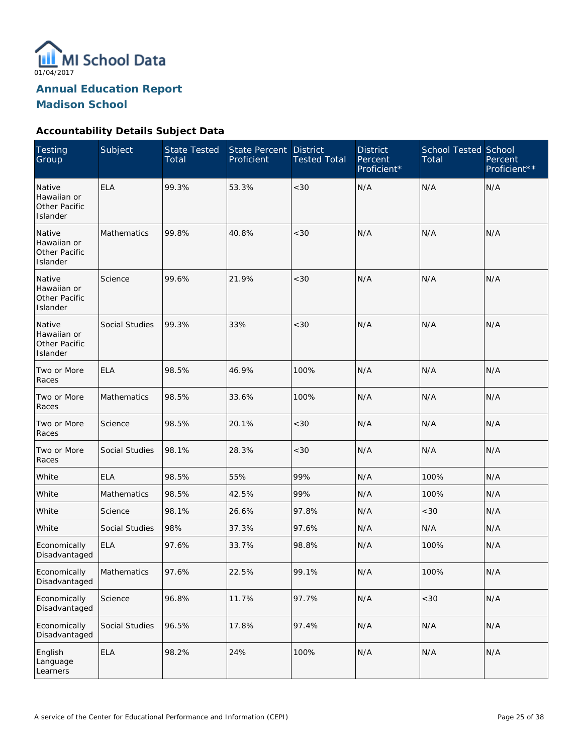MI School Data
01/04/2017

# Annual Education Report
## Madison School

### Accountability Details Subject Data

| Testing Group | Subject | State Tested Total | State Percent Proficient | District Tested Total | District Percent Proficient* | School Tested Total | School Percent Proficient** |
|---|---|---|---|---|---|---|---|
| Native Hawaiian or Other Pacific Islander | ELA | 99.3% | 53.3% | <30 | N/A | N/A | N/A |
| Native Hawaiian or Other Pacific Islander | Mathematics | 99.8% | 40.8% | <30 | N/A | N/A | N/A |
| Native Hawaiian or Other Pacific Islander | Science | 99.6% | 21.9% | <30 | N/A | N/A | N/A |
| Native Hawaiian or Other Pacific Islander | Social Studies | 99.3% | 33% | <30 | N/A | N/A | N/A |
| Two or More Races | ELA | 98.5% | 46.9% | 100% | N/A | N/A | N/A |
| Two or More Races | Mathematics | 98.5% | 33.6% | 100% | N/A | N/A | N/A |
| Two or More Races | Science | 98.5% | 20.1% | <30 | N/A | N/A | N/A |
| Two or More Races | Social Studies | 98.1% | 28.3% | <30 | N/A | N/A | N/A |
| White | ELA | 98.5% | 55% | 99% | N/A | 100% | N/A |
| White | Mathematics | 98.5% | 42.5% | 99% | N/A | 100% | N/A |
| White | Science | 98.1% | 26.6% | 97.8% | N/A | <30 | N/A |
| White | Social Studies | 98% | 37.3% | 97.6% | N/A | N/A | N/A |
| Economically Disadvantaged | ELA | 97.6% | 33.7% | 98.8% | N/A | 100% | N/A |
| Economically Disadvantaged | Mathematics | 97.6% | 22.5% | 99.1% | N/A | 100% | N/A |
| Economically Disadvantaged | Science | 96.8% | 11.7% | 97.7% | N/A | <30 | N/A |
| Economically Disadvantaged | Social Studies | 96.5% | 17.8% | 97.4% | N/A | N/A | N/A |
| English Language Learners | ELA | 98.2% | 24% | 100% | N/A | N/A | N/A |

A service of the Center for Educational Performance and Information (CEPI)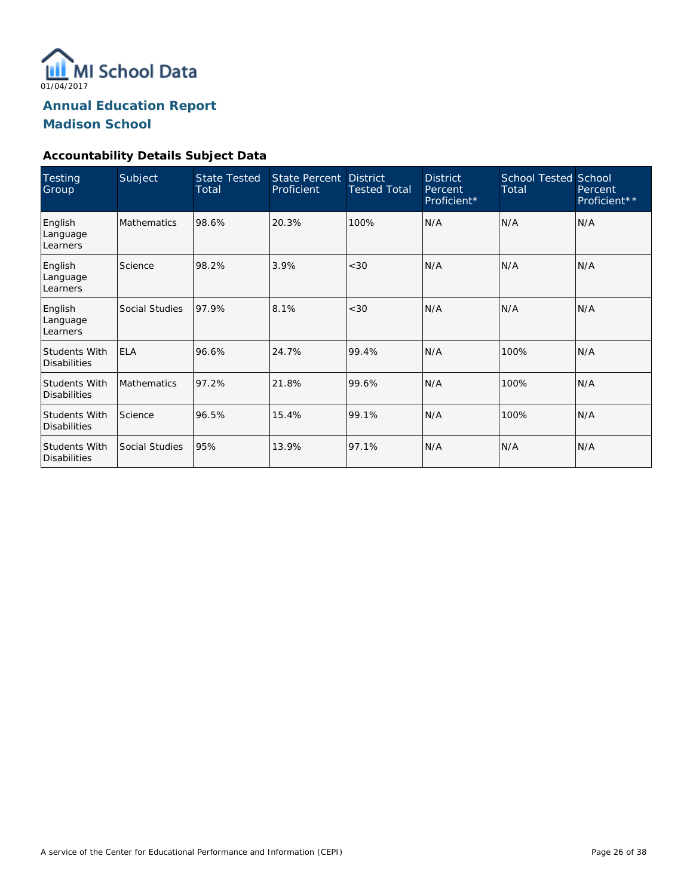MI School Data

01/04/2017

## Annual Education Report

## Madison School

### Accountability Details Subject Data

| Testing Group | Subject | State Tested Total | State Percent Proficient | District Tested Total | District Percent Proficient* | School Tested Total | School Percent Proficient** |
|---|---|---|---|---|---|---|---|
| English Language Learners | Mathematics | 98.6% | 20.3% | 100% | N/A | N/A | N/A |
| English Language Learners | Science | 98.2% | 3.9% | <30 | N/A | N/A | N/A |
| English Language Learners | Social Studies | 97.9% | 8.1% | <30 | N/A | N/A | N/A |
| Students With Disabilities | ELA | 96.6% | 24.7% | 99.4% | N/A | 100% | N/A |
| Students With Disabilities | Mathematics | 97.2% | 21.8% | 99.6% | N/A | 100% | N/A |
| Students With Disabilities | Science | 96.5% | 15.4% | 99.1% | N/A | 100% | N/A |
| Students With Disabilities | Social Studies | 95% | 13.9% | 97.1% | N/A | N/A | N/A |

A service of the Center for Educational Performance and Information (CEPI)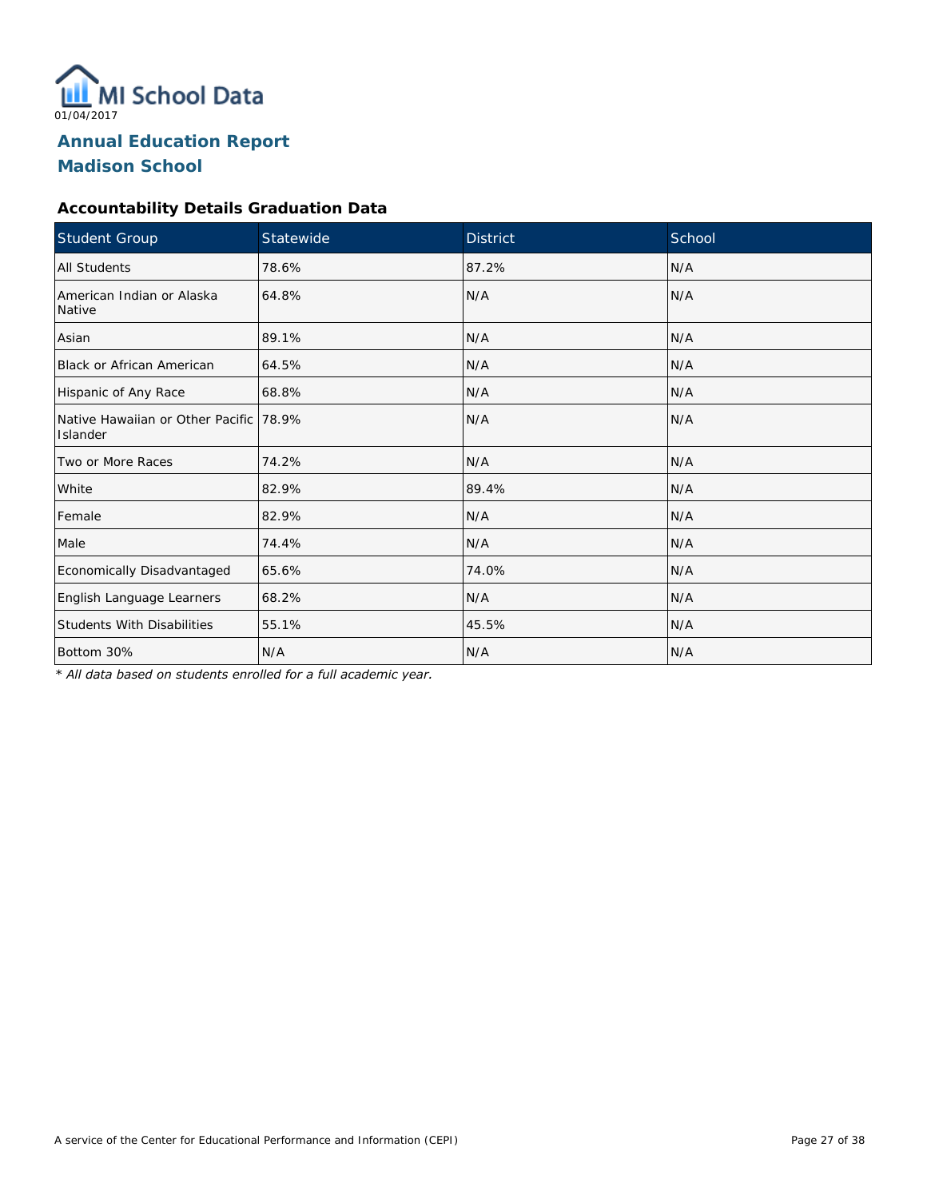MI School Data
01/04/2017

## Annual Education Report
## Madison School

### Accountability Details Graduation Data

| Student Group | Statewide | District | School |
|---|---|---|---|
| All Students | 78.6% | 87.2% | N/A |
| American Indian or Alaska Native | 64.8% | N/A | N/A |
| Asian | 89.1% | N/A | N/A |
| Black or African American | 64.5% | N/A | N/A |
| Hispanic of Any Race | 68.8% | N/A | N/A |
| Native Hawaiian or Other Pacific Islander | 78.9% | N/A | N/A |
| Two or More Races | 74.2% | N/A | N/A |
| White | 82.9% | 89.4% | N/A |
| Female | 82.9% | N/A | N/A |
| Male | 74.4% | N/A | N/A |
| Economically Disadvantaged | 65.6% | 74.0% | N/A |
| English Language Learners | 68.2% | N/A | N/A |
| Students With Disabilities | 55.1% | 45.5% | N/A |
| Bottom 30% | N/A | N/A | N/A |

*\* All data based on students enrolled for a full academic year.*

A service of the Center for Educational Performance and Information (CEPI)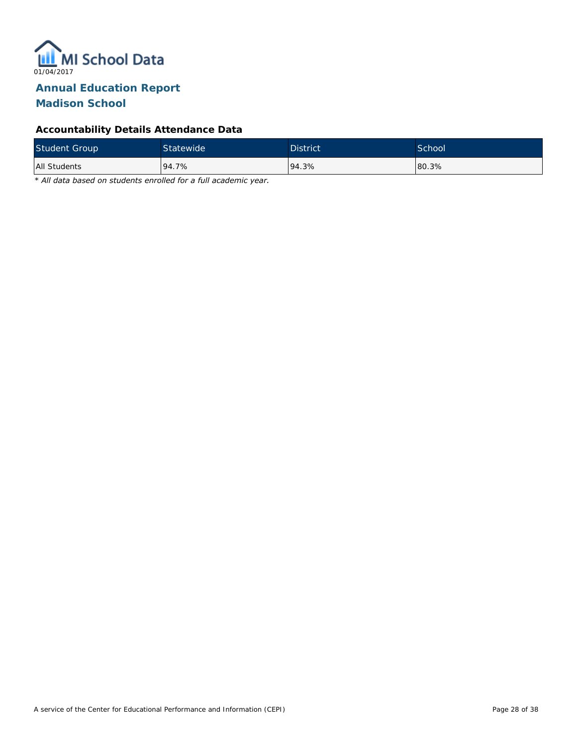MI School Data

01/04/2017

# Annual Education Report
# Madison School

### Accountability Details Attendance Data

| Student Group | Statewide | District | School |
|---|---|---|---|
| All Students | 94.7% | 94.3% | 80.3% |

*\* All data based on students enrolled for a full academic year.*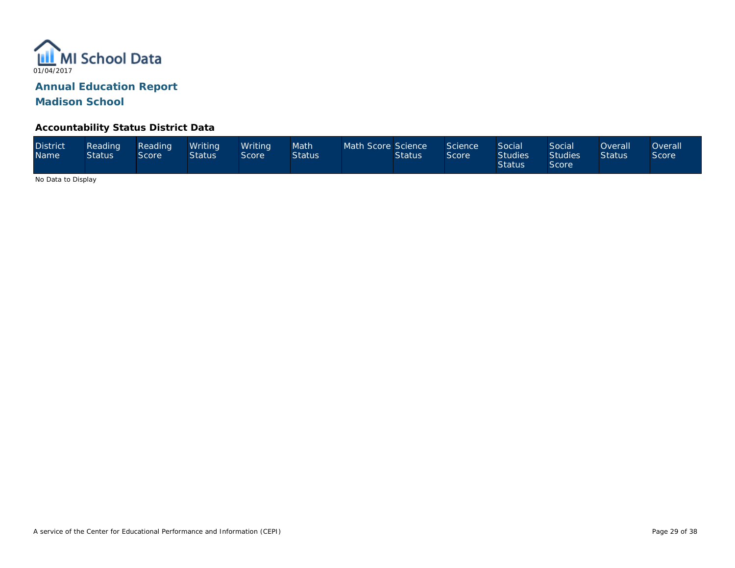MI School Data

01/04/2017

## Annual Education Report

## Madison School

### Accountability Status District Data

| District Name | Reading Status | Reading Score | Writing Status | Writing Score | Math Status | Math Score | Science Status | Science Score | Social Studies Status | Social Studies Score | Overall Status | Overall Score |
|---|---|---|---|---|---|---|---|---|---|---|---|---|

No Data to Display

A service of the Center for Educational Performance and Information (CEPI)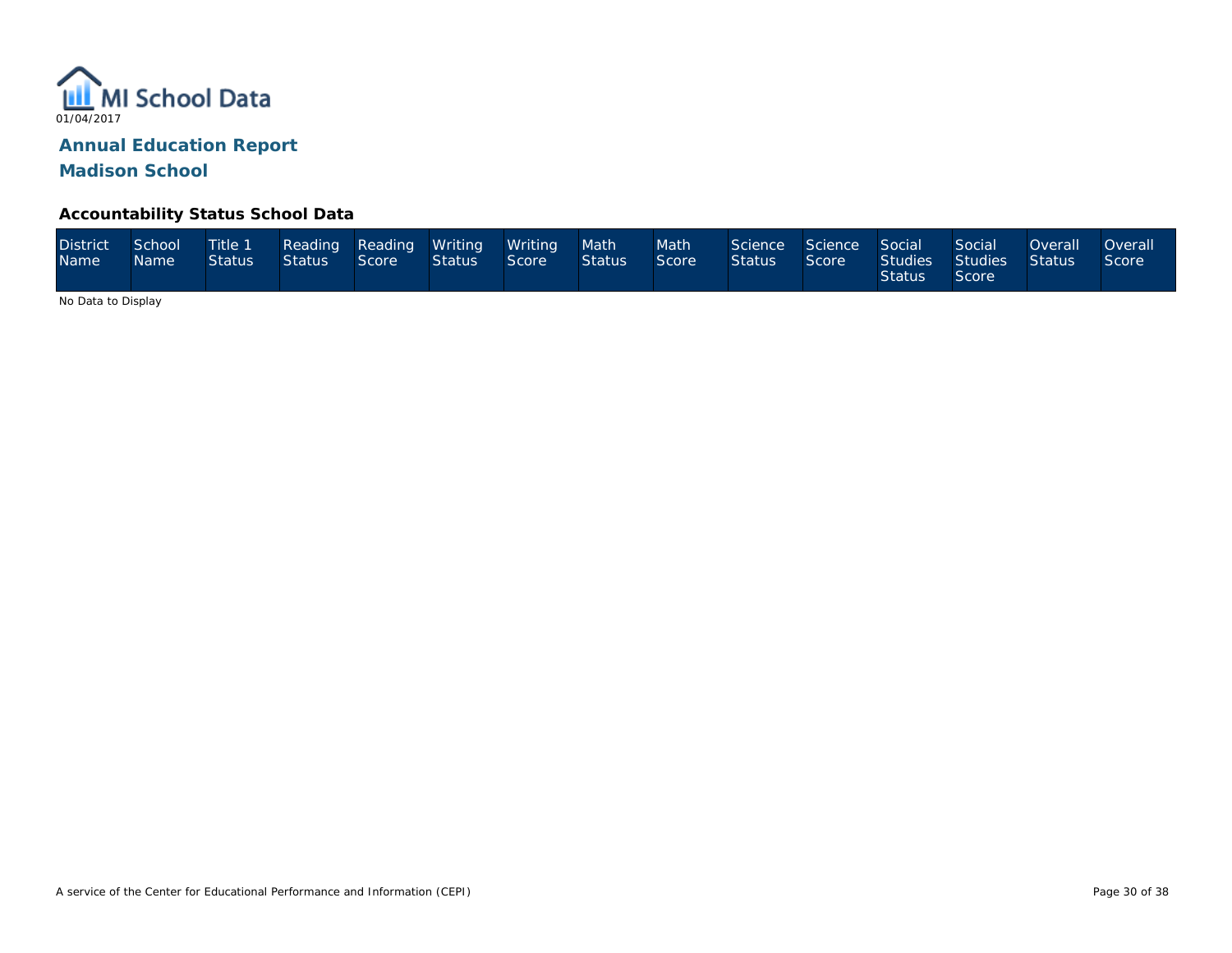MI School Data

01/04/2017

## Annual Education Report

## Madison School

### Accountability Status School Data

| District Name | School Name | Title 1 Status | Reading Status | Reading Score | Writing Status | Writing Score | Math Status | Math Score | Science Status | Science Score | Social Studies Status | Social Studies Score | Overall Status | Overall Score |
|---|---|---|---|---|---|---|---|---|---|---|---|---|---|---|

No Data to Display

A service of the Center for Educational Performance and Information (CEPI)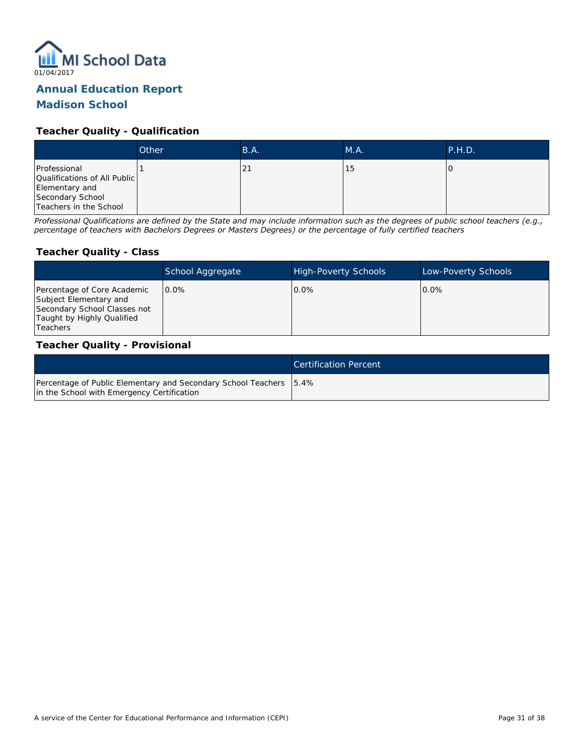MI School Data

01/04/2017

## Annual Education Report
## Madison School

### Teacher Quality - Qualification

| | Other | B.A. | M.A. | P.H.D. |
|---|---|---|---|---|
| Professional Qualifications of All Public Elementary and Secondary School Teachers in the School | 1 | 21 | 15 | 0 |

*Professional Qualifications are defined by the State and may include information such as the degrees of public school teachers (e.g., percentage of teachers with Bachelors Degrees or Masters Degrees) or the percentage of fully certified teachers*

### Teacher Quality - Class

| | School Aggregate | High-Poverty Schools | Low-Poverty Schools |
|---|---|---|---|
| Percentage of Core Academic Subject Elementary and Secondary School Classes not Taught by Highly Qualified Teachers | 0.0% | 0.0% | 0.0% |

### Teacher Quality - Provisional

| | Certification Percent |
|---|---|
| Percentage of Public Elementary and Secondary School Teachers in the School with Emergency Certification | 5.4% |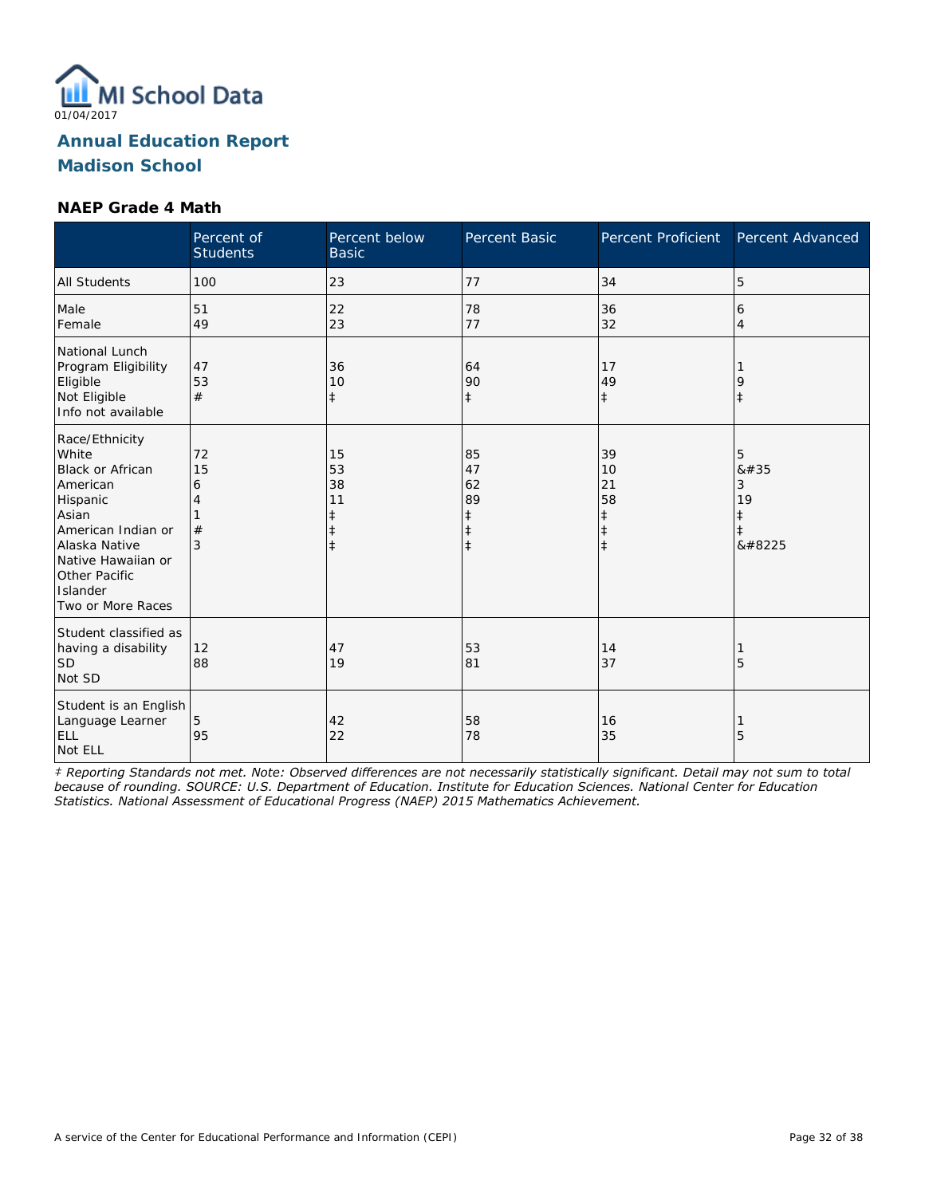# Annual Education Report

## Madison School

01/04/2017

### NAEP Grade 4 Math

| | Percent of Students | Percent below Basic | Percent Basic | Percent Proficient | Percent Advanced |
|---|---|---|---|---|---|
| All Students | 100 | 23 | 77 | 34 | 5 |
| Male | 51 | 22 | 78 | 36 | 6 |
| Female | 49 | 23 | 77 | 32 | 4 |
| National Lunch Program Eligibility | | | | | |
| Eligible | 47 | 36 | 64 | 17 | 1 |
| Not Eligible | 53 | 10 | 90 | 49 | 9 |
| Info not available | # | ‡ | ‡ | ‡ | ‡ |
| Race/Ethnicity | | | | | |
| White | 72 | 15 | 85 | 39 | 5 |
| Black or African American | 15 | 53 | 47 | 10 | &#35 |
| Hispanic | 6 | 38 | 62 | 21 | 3 |
| Asian | 4 | 11 | 89 | 58 | 19 |
| American Indian or Alaska Native | 1 | ‡ | ‡ | ‡ | ‡ |
| Native Hawaiian or Other Pacific Islander | # | ‡ | ‡ | ‡ | ‡ |
| Two or More Races | 3 | ‡ | ‡ | ‡ | &#8225 |
| Student classified as having a disability | | | | | |
| SD | 12 | 47 | 53 | 14 | 1 |
| Not SD | 88 | 19 | 81 | 37 | 5 |
| Student is an English Language Learner | | | | | |
| ELL | 5 | 42 | 58 | 16 | 1 |
| Not ELL | 95 | 22 | 78 | 35 | 5 |

*‡ Reporting Standards not met. Note: Observed differences are not necessarily statistically significant. Detail may not sum to total because of rounding. SOURCE: U.S. Department of Education. Institute for Education Sciences. National Center for Education Statistics. National Assessment of Educational Progress (NAEP) 2015 Mathematics Achievement.*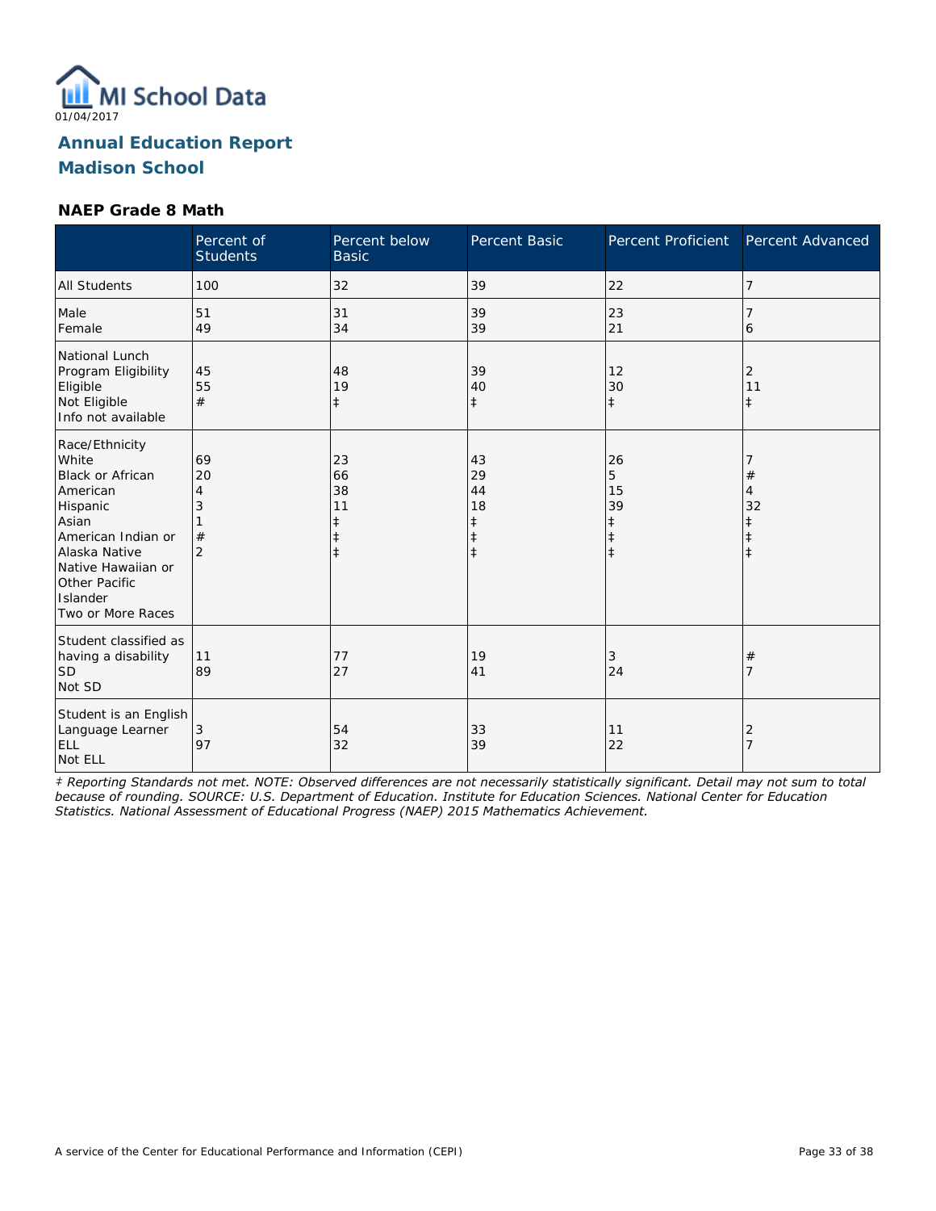MI School Data
01/04/2017

## Annual Education Report
## Madison School

### NAEP Grade 8 Math

| | Percent of Students | Percent below Basic | Percent Basic | Percent Proficient | Percent Advanced |
|---|---|---|---|---|---|
| All Students | 100 | 32 | 39 | 22 | 7 |
| Male | 51 | 31 | 39 | 23 | 7 |
| Female | 49 | 34 | 39 | 21 | 6 |
| National Lunch Program Eligibility | | | | | |
| Eligible | 45 | 48 | 39 | 12 | 2 |
| Not Eligible | 55 | 19 | 40 | 30 | 11 |
| Info not available | # | ‡ | ‡ | ‡ | ‡ |
| Race/Ethnicity | | | | | |
| White | 69 | 23 | 43 | 26 | 7 |
| Black or African American | 20 | 66 | 29 | 5 | # |
| Hispanic | 4 | 38 | 44 | 15 | 4 |
| Asian | 3 | 11 | 18 | 39 | 32 |
| American Indian or Alaska Native | 1 | ‡ | ‡ | ‡ | ‡ |
| Native Hawaiian or Other Pacific Islander | # | ‡ | ‡ | ‡ | ‡ |
| Two or More Races | 2 | ‡ | ‡ | ‡ | ‡ |
| Student classified as having a disability | | | | | |
| SD | 11 | 77 | 19 | 3 | # |
| Not SD | 89 | 27 | 41 | 24 | 7 |
| Student is an English Language Learner | | | | | |
| ELL | 3 | 54 | 33 | 11 | 2 |
| Not ELL | 97 | 32 | 39 | 22 | 7 |

*‡ Reporting Standards not met. NOTE: Observed differences are not necessarily statistically significant. Detail may not sum to total because of rounding. SOURCE: U.S. Department of Education. Institute for Education Sciences. National Center for Education Statistics. National Assessment of Educational Progress (NAEP) 2015 Mathematics Achievement.*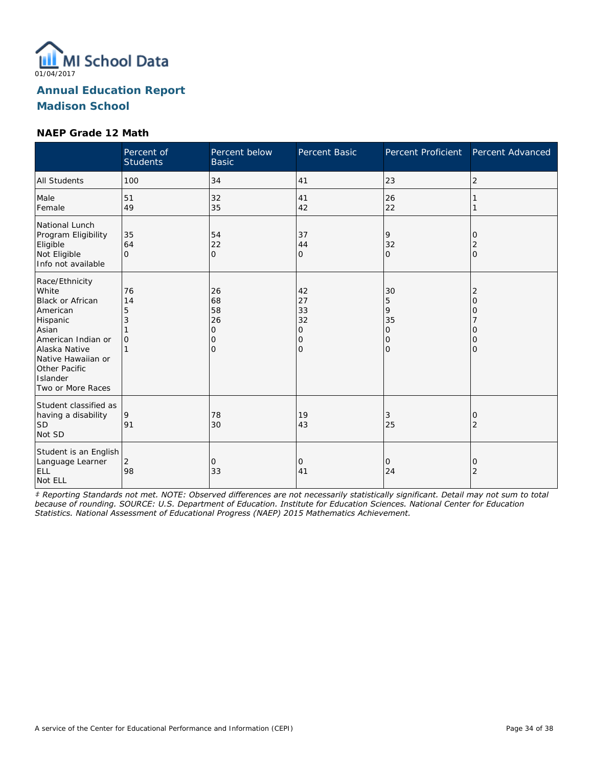01/04/2017

# Annual Education Report

## Madison School

### NAEP Grade 12 Math

| | Percent of Students | Percent below Basic | Percent Basic | Percent Proficient | Percent Advanced |
|---|---|---|---|---|---|
| All Students | 100 | 34 | 41 | 23 | 2 |
| Male | 51 | 32 | 41 | 26 | 1 |
| Female | 49 | 35 | 42 | 22 | 1 |
| National Lunch Program Eligibility | | | | | |
| Eligible | 35 | 54 | 37 | 9 | 0 |
| Not Eligible | 64 | 22 | 44 | 32 | 2 |
| Info not available | 0 | 0 | 0 | 0 | 0 |
| Race/Ethnicity | | | | | |
| White | 76 | 26 | 42 | 30 | 2 |
| Black or African American | 14 | 68 | 27 | 5 | 0 |
| Hispanic | 5 | 58 | 33 | 9 | 0 |
| Asian | 3 | 26 | 32 | 35 | 7 |
| American Indian or Alaska Native | 1 | 0 | 0 | 0 | 0 |
| Native Hawaiian or Other Pacific Islander | 0 | 0 | 0 | 0 | 0 |
| Two or More Races | 1 | 0 | 0 | 0 | 0 |
| Student classified as having a disability | | | | | |
| SD | 9 | 78 | 19 | 3 | 0 |
| Not SD | 91 | 30 | 43 | 25 | 2 |
| Student is an English Language Learner | | | | | |
| ELL | 2 | 0 | 0 | 0 | 0 |
| Not ELL | 98 | 33 | 41 | 24 | 2 |

*‡ Reporting Standards not met. NOTE: Observed differences are not necessarily statistically significant. Detail may not sum to total because of rounding. SOURCE: U.S. Department of Education. Institute for Education Sciences. National Center for Education Statistics. National Assessment of Educational Progress (NAEP) 2015 Mathematics Achievement.*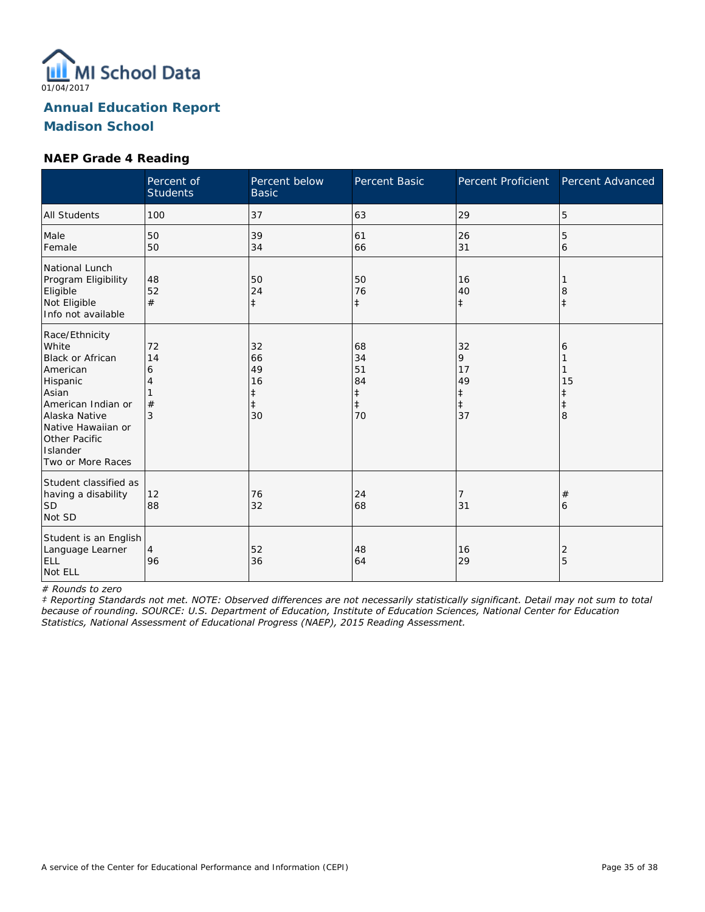01/04/2017

# Annual Education Report

## Madison School

### NAEP Grade 4 Reading

| | Percent of Students | Percent below Basic | Percent Basic | Percent Proficient | Percent Advanced |
|---|---|---|---|---|---|
| All Students | 100 | 37 | 63 | 29 | 5 |
| Male | 50 | 39 | 61 | 26 | 5 |
| Female | 50 | 34 | 66 | 31 | 6 |
| National Lunch Program Eligibility | | | | | |
| Eligible | 48 | 50 | 50 | 16 | 1 |
| Not Eligible | 52 | 24 | 76 | 40 | 8 |
| Info not available | # | ‡ | ‡ | ‡ | ‡ |
| Race/Ethnicity | | | | | |
| White | 72 | 32 | 68 | 32 | 6 |
| Black or African American | 14 | 66 | 34 | 9 | 1 |
| Hispanic | 6 | 49 | 51 | 17 | 1 |
| Asian | 4 | 16 | 84 | 49 | 15 |
| American Indian or Alaska Native | 1 | ‡ | ‡ | ‡ | ‡ |
| Native Hawaiian or Other Pacific Islander | # | ‡ | ‡ | ‡ | ‡ |
| Two or More Races | 3 | 30 | 70 | 37 | 8 |
| Student classified as having a disability | | | | | |
| SD | 12 | 76 | 24 | 7 | # |
| Not SD | 88 | 32 | 68 | 31 | 6 |
| Student is an English Language Learner | | | | | |
| ELL | 4 | 52 | 48 | 16 | 2 |
| Not ELL | 96 | 36 | 64 | 29 | 5 |

*# Rounds to zero*

*‡ Reporting Standards not met. NOTE: Observed differences are not necessarily statistically significant. Detail may not sum to total because of rounding. SOURCE: U.S. Department of Education, Institute of Education Sciences, National Center for Education Statistics, National Assessment of Educational Progress (NAEP), 2015 Reading Assessment.*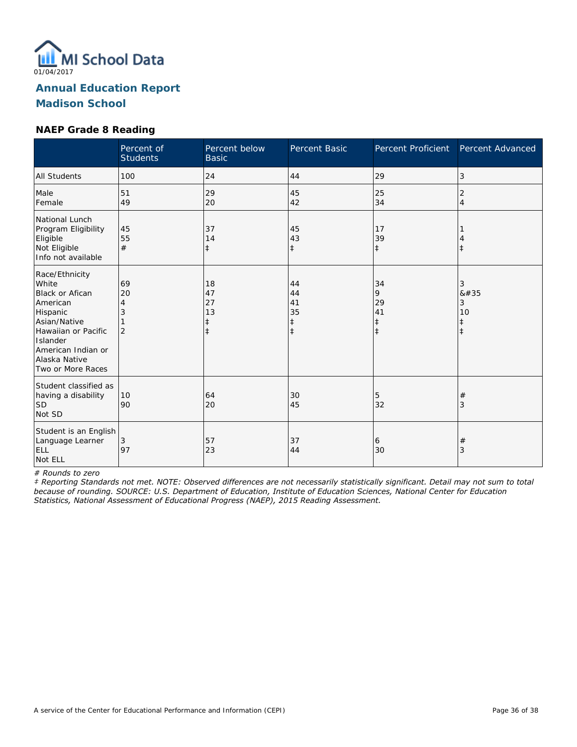01/04/2017

## Annual Education Report

## Madison School

### NAEP Grade 8 Reading

| | Percent of Students | Percent below Basic | Percent Basic | Percent Proficient | Percent Advanced |
|---|---|---|---|---|---|
| All Students | 100 | 24 | 44 | 29 | 3 |
| Male<br>Female | 51<br>49 | 29<br>20 | 45<br>42 | 25<br>34 | 2<br>4 |
| National Lunch Program Eligibility<br>Eligible<br>Not Eligible<br>Info not available | 45<br>55<br># | 37<br>14<br>‡ | 45<br>43<br>‡ | 17<br>39<br>‡ | 1<br>4<br>‡ |
| Race/Ethnicity<br>White<br>Black or Afican American<br>Hispanic<br>Asian/Native Hawaiian or Pacific Islander<br>American Indian or Alaska Native<br>Two or More Races | 69<br>20<br>4<br>3<br>1<br>2 | 18<br>47<br>27<br>13<br>‡<br>‡ | 44<br>44<br>41<br>35<br>‡<br>‡ | 34<br>9<br>29<br>41<br>‡<br>‡ | 3<br>&#35<br>3<br>10<br>‡<br>‡ |
| Student classified as having a disability<br>SD<br>Not SD | 10<br>90 | 64<br>20 | 30<br>45 | 5<br>32 | #<br>3 |
| Student is an English Language Learner<br>ELL<br>Not ELL | 3<br>97 | 57<br>23 | 37<br>44 | 6<br>30 | #<br>3 |

*# Rounds to zero*

*‡ Reporting Standards not met. NOTE: Observed differences are not necessarily statistically significant. Detail may not sum to total because of rounding. SOURCE: U.S. Department of Education, Institute of Education Sciences, National Center for Education Statistics, National Assessment of Educational Progress (NAEP), 2015 Reading Assessment.*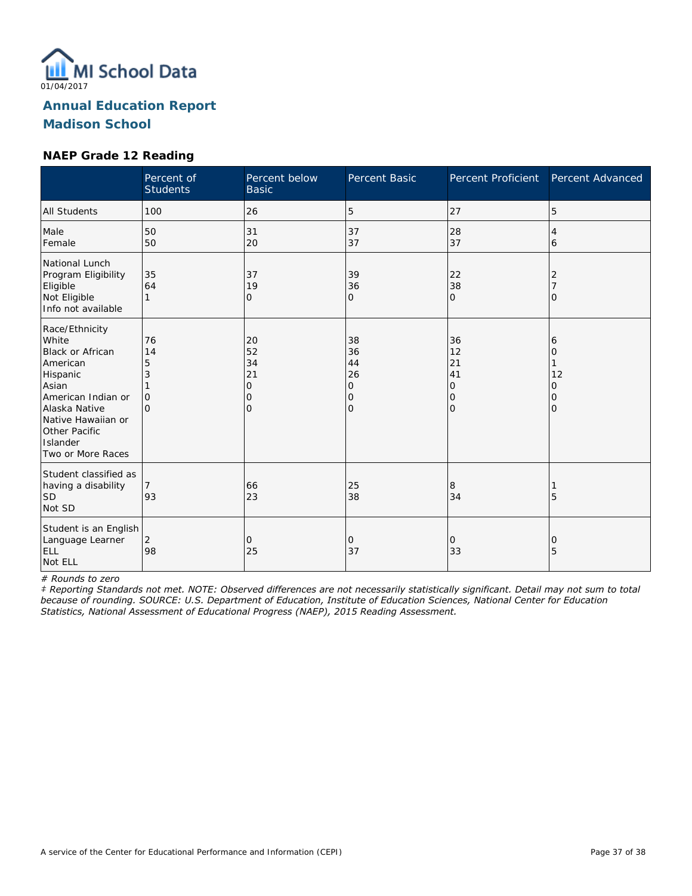01/04/2017

# Annual Education Report

## Madison School

### NAEP Grade 12 Reading

| | Percent of Students | Percent below Basic | Percent Basic | Percent Proficient | Percent Advanced |
|---|---|---|---|---|---|
| All Students | 100 | 26 | 5 | 27 | 5 |
| Male | 50 | 31 | 37 | 28 | 4 |
| Female | 50 | 20 | 37 | 37 | 6 |
| National Lunch Program Eligibility | | | | | |
| Eligible | 35 | 37 | 39 | 22 | 2 |
| Not Eligible | 64 | 19 | 36 | 38 | 7 |
| Info not available | 1 | 0 | 0 | 0 | 0 |
| Race/Ethnicity | | | | | |
| White | 76 | 20 | 38 | 36 | 6 |
| Black or African American | 14 | 52 | 36 | 12 | 0 |
| Hispanic | 5 | 34 | 44 | 21 | 1 |
| Asian | 3 | 21 | 26 | 41 | 12 |
| American Indian or Alaska Native | 1 | 0 | 0 | 0 | 0 |
| Native Hawaiian or Other Pacific Islander | 0 | 0 | 0 | 0 | 0 |
| Two or More Races | 0 | 0 | 0 | 0 | 0 |
| Student classified as having a disability | | | | | |
| SD | 7 | 66 | 25 | 8 | 1 |
| Not SD | 93 | 23 | 38 | 34 | 5 |
| Student is an English Language Learner | | | | | |
| ELL | 2 | 0 | 0 | 0 | 0 |
| Not ELL | 98 | 25 | 37 | 33 | 5 |

*# Rounds to zero*

*‡ Reporting Standards not met. NOTE: Observed differences are not necessarily statistically significant. Detail may not sum to total because of rounding. SOURCE: U.S. Department of Education, Institute of Education Sciences, National Center for Education Statistics, National Assessment of Educational Progress (NAEP), 2015 Reading Assessment.*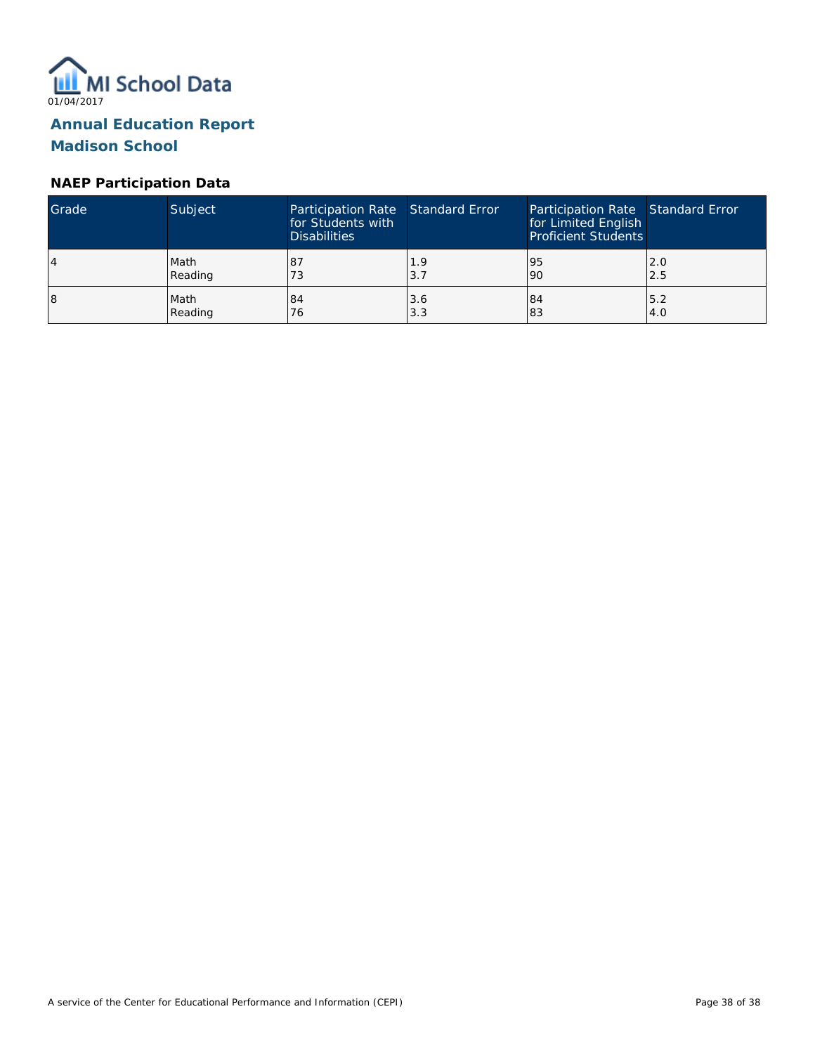MI School Data

01/04/2017

# Annual Education Report
# Madison School

## NAEP Participation Data

| Grade | Subject | Participation Rate for Students with Disabilities | Standard Error | Participation Rate for Limited English Proficient Students | Standard Error |
|---|---|---|---|---|---|
| 4 | Math<br>Reading | 87<br>73 | 1.9<br>3.7 | 95<br>90 | 2.0<br>2.5 |
| 8 | Math<br>Reading | 84<br>76 | 3.6<br>3.3 | 84<br>83 | 5.2<br>4.0 |

A service of the Center for Educational Performance and Information (CEPI)